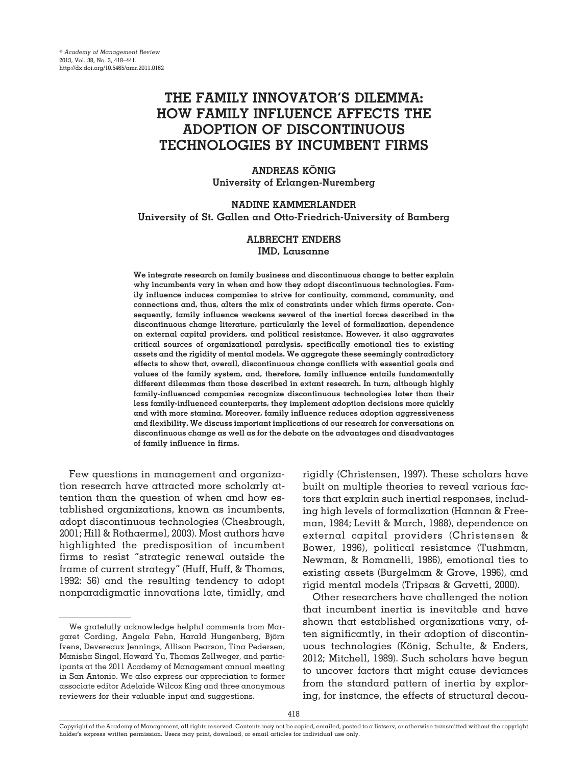# THE FAMILY INNOVATOR'S DILEMMA: HOW FAMILY INFLUENCE AFFECTS THE ADOPTION OF DISCONTINUOUS TECHNOLOGIES BY INCUMBENT FIRMS

**ANDREAS KÖNIG**
**University of Erlangen-Nuremberg**

**NADINE KAMMERLANDER**
**University of St. Gallen and Otto-Friedrich-University of Bamberg**

**ALBRECHT ENDERS**
**IMD, Lausanne**

**We integrate research on family business and discontinuous change to better explain why incumbents vary in when and how they adopt discontinuous technologies. Family influence induces companies to strive for continuity, command, community, and connections and, thus, alters the mix of constraints under which firms operate. Consequently, family influence weakens several of the inertial forces described in the discontinuous change literature, particularly the level of formalization, dependence on external capital providers, and political resistance. However, it also aggravates critical sources of organizational paralysis, specifically emotional ties to existing assets and the rigidity of mental models. We aggregate these seemingly contradictory effects to show that, overall, discontinuous change conflicts with essential goals and values of the family system, and, therefore, family influence entails fundamentally different dilemmas than those described in extant research. In turn, although highly family-influenced companies recognize discontinuous technologies later than their less family-influenced counterparts, they implement adoption decisions more quickly and with more stamina. Moreover, family influence reduces adoption aggressiveness and flexibility. We discuss important implications of our research for conversations on discontinuous change as well as for the debate on the advantages and disadvantages of family influence in firms.**

Few questions in management and organization research have attracted more scholarly attention than the question of when and how established organizations, known as incumbents, adopt discontinuous technologies (Chesbrough, 2001; Hill & Rothaermel, 2003). Most authors have highlighted the predisposition of incumbent firms to resist "strategic renewal outside the frame of current strategy" (Huff, Huff, & Thomas, 1992: 56) and the resulting tendency to adopt nonparadigmatic innovations late, timidly, and rigidly (Christensen, 1997). These scholars have built on multiple theories to reveal various factors that explain such inertial responses, including high levels of formalization (Hannan & Freeman, 1984; Levitt & March, 1988), dependence on external capital providers (Christensen & Bower, 1996), political resistance (Tushman, Newman, & Romanelli, 1986), emotional ties to existing assets (Burgelman & Grove, 1996), and rigid mental models (Tripsas & Gavetti, 2000).

Other researchers have challenged the notion that incumbent inertia is inevitable and have shown that established organizations vary, often significantly, in their adoption of discontinuous technologies (König, Schulte, & Enders, 2012; Mitchell, 1989). Such scholars have begun to uncover factors that might cause deviances from the standard pattern of inertia by exploring, for instance, the effects of structural decou-

---

We gratefully acknowledge helpful comments from Margaret Cording, Angela Fehn, Harald Hungenberg, Björn Ivens, Devereaux Jennings, Allison Pearson, Tina Pedersen, Manisha Singal, Howard Yu, Thomas Zellweger, and participants at the 2011 Academy of Management annual meeting in San Antonio. We also express our appreciation to former associate editor Adelaide Wilcox King and three anonymous reviewers for their valuable input and suggestions.

Copyright of the Academy of Management, all rights reserved. Contents may not be copied, emailed, posted to a listserv, or otherwise transmitted without the copyright holder's express written permission. Users may print, download, or email articles for individual use only.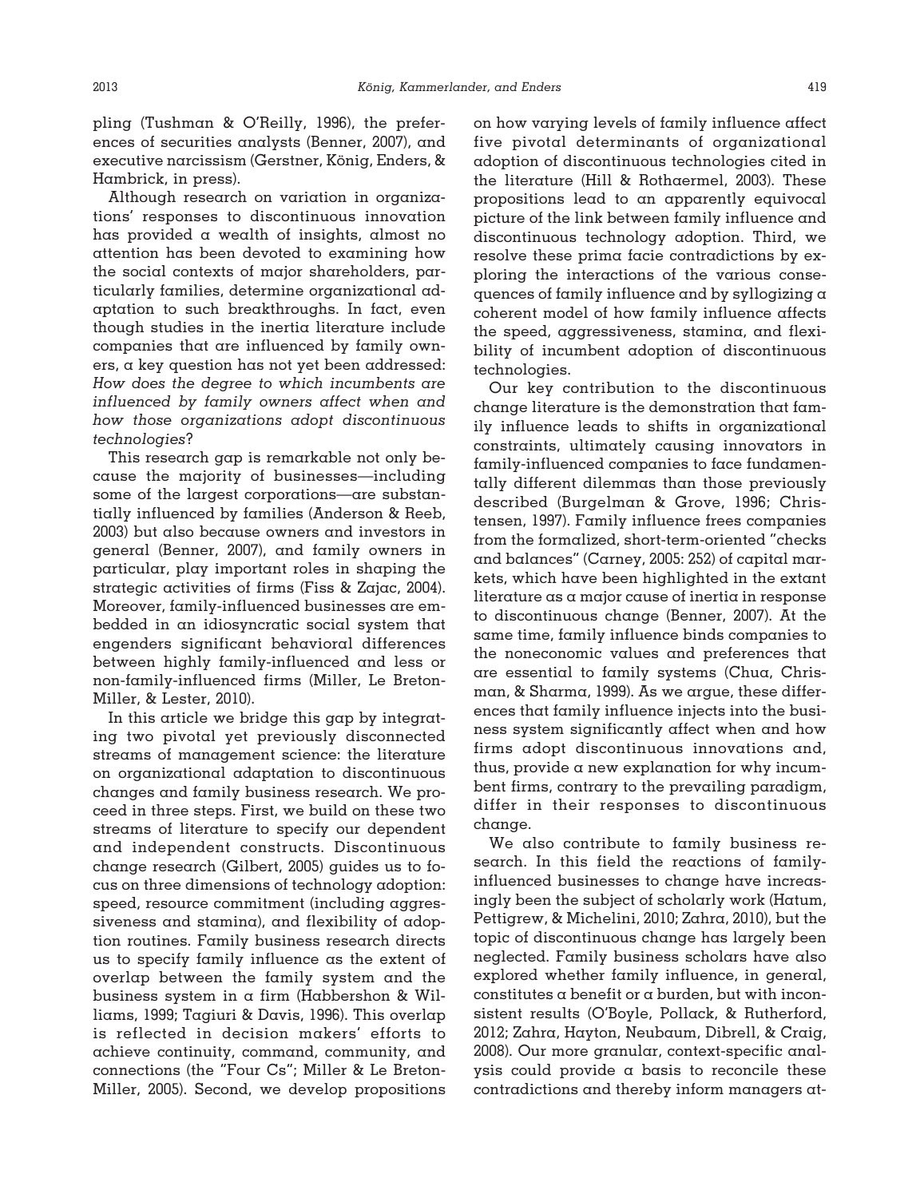pling (Tushman & O'Reilly, 1996), the preferences of securities analysts (Benner, 2007), and executive narcissism (Gerstner, König, Enders, & Hambrick, in press).

Although research on variation in organizations' responses to discontinuous innovation has provided a wealth of insights, almost no attention has been devoted to examining how the social contexts of major shareholders, particularly families, determine organizational adaptation to such breakthroughs. In fact, even though studies in the inertia literature include companies that are influenced by family owners, a key question has not yet been addressed: *How does the degree to which incumbents are influenced by family owners affect when and how those organizations adopt discontinuous technologies*?

This research gap is remarkable not only because the majority of businesses—including some of the largest corporations—are substantially influenced by families (Anderson & Reeb, 2003) but also because owners and investors in general (Benner, 2007), and family owners in particular, play important roles in shaping the strategic activities of firms (Fiss & Zajac, 2004). Moreover, family-influenced businesses are embedded in an idiosyncratic social system that engenders significant behavioral differences between highly family-influenced and less or non-family-influenced firms (Miller, Le Breton-Miller, & Lester, 2010).

In this article we bridge this gap by integrating two pivotal yet previously disconnected streams of management science: the literature on organizational adaptation to discontinuous changes and family business research. We proceed in three steps. First, we build on these two streams of literature to specify our dependent and independent constructs. Discontinuous change research (Gilbert, 2005) guides us to focus on three dimensions of technology adoption: speed, resource commitment (including aggressiveness and stamina), and flexibility of adoption routines. Family business research directs us to specify family influence as the extent of overlap between the family system and the business system in a firm (Habbershon & Williams, 1999; Tagiuri & Davis, 1996). This overlap is reflected in decision makers' efforts to achieve continuity, command, community, and connections (the "Four Cs"; Miller & Le Breton-Miller, 2005). Second, we develop propositions on how varying levels of family influence affect five pivotal determinants of organizational adoption of discontinuous technologies cited in the literature (Hill & Rothaermel, 2003). These propositions lead to an apparently equivocal picture of the link between family influence and discontinuous technology adoption. Third, we resolve these prima facie contradictions by exploring the interactions of the various consequences of family influence and by syllogizing a coherent model of how family influence affects the speed, aggressiveness, stamina, and flexibility of incumbent adoption of discontinuous technologies.

Our key contribution to the discontinuous change literature is the demonstration that family influence leads to shifts in organizational constraints, ultimately causing innovators in family-influenced companies to face fundamentally different dilemmas than those previously described (Burgelman & Grove, 1996; Christensen, 1997). Family influence frees companies from the formalized, short-term-oriented "checks and balances" (Carney, 2005: 252) of capital markets, which have been highlighted in the extant literature as a major cause of inertia in response to discontinuous change (Benner, 2007). At the same time, family influence binds companies to the noneconomic values and preferences that are essential to family systems (Chua, Chrisman, & Sharma, 1999). As we argue, these differences that family influence injects into the business system significantly affect when and how firms adopt discontinuous innovations and, thus, provide a new explanation for why incumbent firms, contrary to the prevailing paradigm, differ in their responses to discontinuous change.

We also contribute to family business research. In this field the reactions of family-influenced businesses to change have increasingly been the subject of scholarly work (Hatum, Pettigrew, & Michelini, 2010; Zahra, 2010), but the topic of discontinuous change has largely been neglected. Family business scholars have also explored whether family influence, in general, constitutes a benefit or a burden, but with inconsistent results (O'Boyle, Pollack, & Rutherford, 2012; Zahra, Hayton, Neubaum, Dibrell, & Craig, 2008). Our more granular, context-specific analysis could provide a basis to reconcile these contradictions and thereby inform managers at-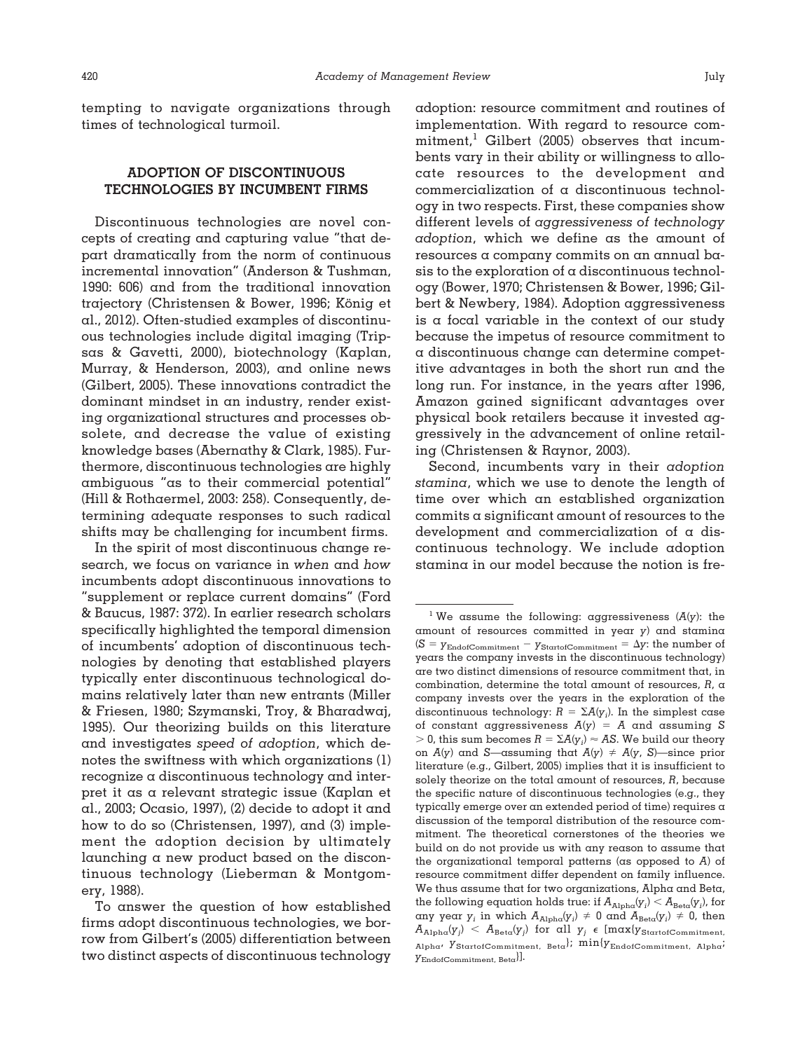tempting to navigate organizations through times of technological turmoil.

## ADOPTION OF DISCONTINUOUS TECHNOLOGIES BY INCUMBENT FIRMS

Discontinuous technologies are novel concepts of creating and capturing value "that depart dramatically from the norm of continuous incremental innovation" (Anderson & Tushman, 1990: 606) and from the traditional innovation trajectory (Christensen & Bower, 1996; König et al., 2012). Often-studied examples of discontinuous technologies include digital imaging (Tripsas & Gavetti, 2000), biotechnology (Kaplan, Murray, & Henderson, 2003), and online news (Gilbert, 2005). These innovations contradict the dominant mindset in an industry, render existing organizational structures and processes obsolete, and decrease the value of existing knowledge bases (Abernathy & Clark, 1985). Furthermore, discontinuous technologies are highly ambiguous "as to their commercial potential" (Hill & Rothaermel, 2003: 258). Consequently, determining adequate responses to such radical shifts may be challenging for incumbent firms.

In the spirit of most discontinuous change research, we focus on variance in *when* and *how* incumbents adopt discontinuous innovations to "supplement or replace current domains" (Ford & Baucus, 1987: 372). In earlier research scholars specifically highlighted the temporal dimension of incumbents' adoption of discontinuous technologies by denoting that established players typically enter discontinuous technological domains relatively later than new entrants (Miller & Friesen, 1980; Szymanski, Troy, & Bharadwaj, 1995). Our theorizing builds on this literature and investigates *speed of adoption*, which denotes the swiftness with which organizations (1) recognize a discontinuous technology and interpret it as a relevant strategic issue (Kaplan et al., 2003; Ocasio, 1997), (2) decide to adopt it and how to do so (Christensen, 1997), and (3) implement the adoption decision by ultimately launching a new product based on the discontinuous technology (Lieberman & Montgomery, 1988).

To answer the question of how established firms adopt discontinuous technologies, we borrow from Gilbert's (2005) differentiation between two distinct aspects of discontinuous technology adoption: resource commitment and routines of implementation. With regard to resource commitment,[1] Gilbert (2005) observes that incumbents vary in their ability or willingness to allocate resources to the development and commercialization of a discontinuous technology in two respects. First, these companies show different levels of *aggressiveness of technology adoption*, which we define as the amount of resources a company commits on an annual basis to the exploration of a discontinuous technology (Bower, 1970; Christensen & Bower, 1996; Gilbert & Newbery, 1984). Adoption aggressiveness is a focal variable in the context of our study because the impetus of resource commitment to a discontinuous change can determine competitive advantages in both the short run and the long run. For instance, in the years after 1996, Amazon gained significant advantages over physical book retailers because it invested aggressively in the advancement of online retailing (Christensen & Raynor, 2003).

Second, incumbents vary in their *adoption stamina*, which we use to denote the length of time over which an established organization commits a significant amount of resources to the development and commercialization of a discontinuous technology. We include adoption stamina in our model because the notion is fre-

---

[1] We assume the following: aggressiveness ($A(y)$: the amount of resources committed in year $y$) and stamina ($S = y_{\text{EndofCommitment}} - y_{\text{StartofCommitment}} = \Delta y$: the number of years the company invests in the discontinuous technology) are two distinct dimensions of resource commitment that, in combination, determine the total amount of resources, $R$, a company invests over the years in the exploration of the discontinuous technology: $R = \Sigma A(y_i)$. In the simplest case of constant aggressiveness $A(y) = A$ and assuming $S > 0$, this sum becomes $R = \Sigma A(y_i) \approx AS$. We build our theory on $A(y)$ and $S$—assuming that $A(y) \neq A(y, S)$—since prior literature (e.g., Gilbert, 2005) implies that it is insufficient to solely theorize on the total amount of resources, $R$, because the specific nature of discontinuous technologies (e.g., they typically emerge over an extended period of time) requires a discussion of the temporal distribution of the resource commitment. The theoretical cornerstones of the theories we build on do not provide us with any reason to assume that the organizational temporal patterns (as opposed to $A$) of resource commitment differ dependent on family influence. We thus assume that for two organizations, Alpha and Beta, the following equation holds true: if $A_{\text{Alpha}}(y_i) < A_{\text{Beta}}(y_i)$, for any year $y_i$ in which $A_{\text{Alpha}}(y_i) \neq 0$ and $A_{\text{Beta}}(y_i) \neq 0$, then $A_{\text{Alpha}}(y_j) < A_{\text{Beta}}(y_j)$ for all $y_j \in [\max\{y_{\text{StartofCommitment, Alpha}}, y_{\text{StartofCommitment, Beta}}\}; \min\{y_{\text{EndofCommitment, Alpha}}, y_{\text{EndofCommitment, Beta}}\}]$.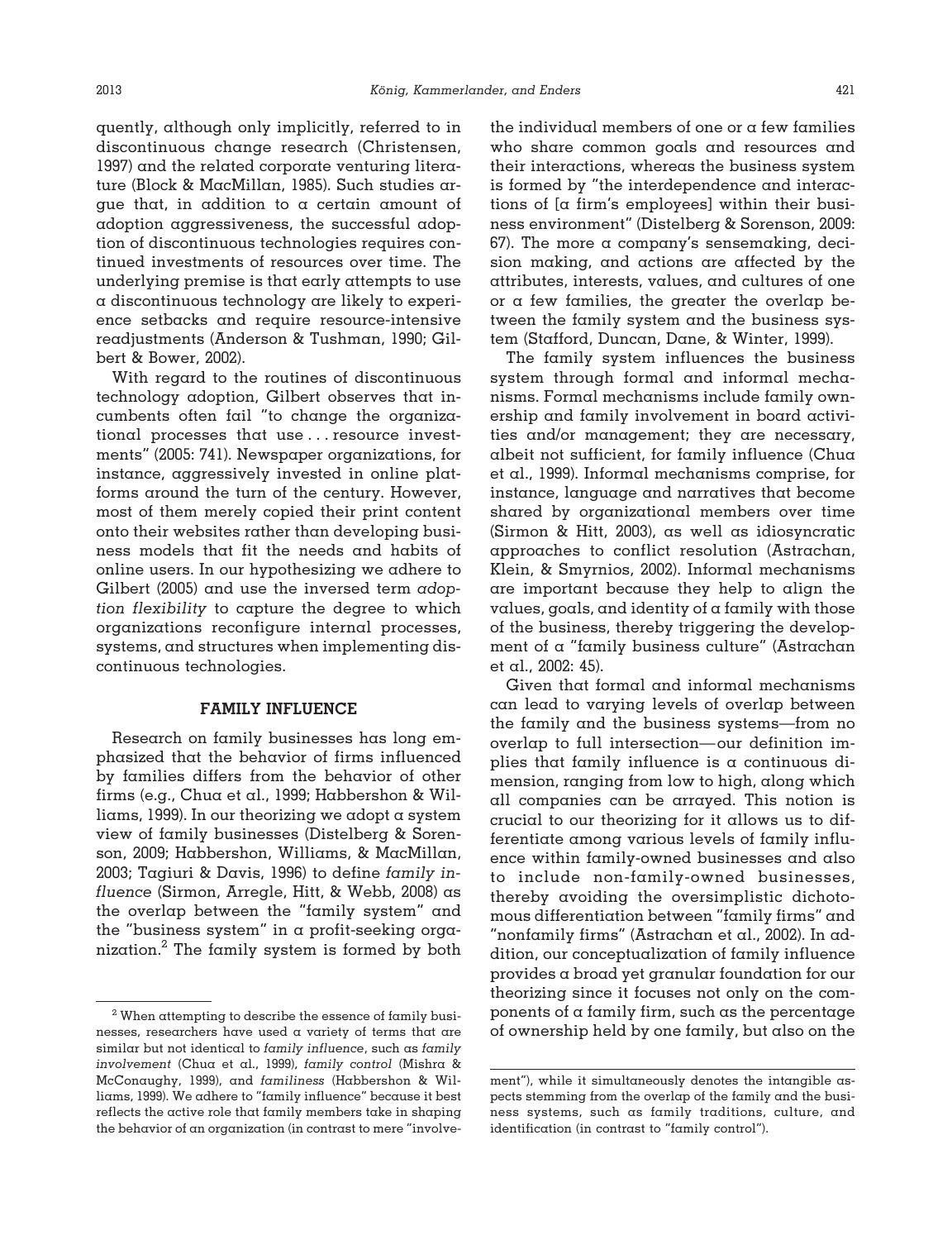quently, although only implicitly, referred to in discontinuous change research (Christensen, 1997) and the related corporate venturing literature (Block & MacMillan, 1985). Such studies argue that, in addition to a certain amount of adoption aggressiveness, the successful adoption of discontinuous technologies requires continued investments of resources over time. The underlying premise is that early attempts to use a discontinuous technology are likely to experience setbacks and require resource-intensive readjustments (Anderson & Tushman, 1990; Gilbert & Bower, 2002).

With regard to the routines of discontinuous technology adoption, Gilbert observes that incumbents often fail "to change the organizational processes that use . . . resource investments" (2005: 741). Newspaper organizations, for instance, aggressively invested in online platforms around the turn of the century. However, most of them merely copied their print content onto their websites rather than developing business models that fit the needs and habits of online users. In our hypothesizing we adhere to Gilbert (2005) and use the inversed term *adoption flexibility* to capture the degree to which organizations reconfigure internal processes, systems, and structures when implementing discontinuous technologies.

## FAMILY INFLUENCE

Research on family businesses has long emphasized that the behavior of firms influenced by families differs from the behavior of other firms (e.g., Chua et al., 1999; Habbershon & Williams, 1999). In our theorizing we adopt a system view of family businesses (Distelberg & Sorenson, 2009; Habbershon, Williams, & MacMillan, 2003; Tagiuri & Davis, 1996) to define *family influence* (Sirmon, Arregle, Hitt, & Webb, 2008) as the overlap between the "family system" and the "business system" in a profit-seeking organization.[2] The family system is formed by both the individual members of one or a few families who share common goals and resources and their interactions, whereas the business system is formed by "the interdependence and interactions of [a firm's employees] within their business environment" (Distelberg & Sorenson, 2009: 67). The more a company's sensemaking, decision making, and actions are affected by the attributes, interests, values, and cultures of one or a few families, the greater the overlap between the family system and the business system (Stafford, Duncan, Dane, & Winter, 1999).

The family system influences the business system through formal and informal mechanisms. Formal mechanisms include family ownership and family involvement in board activities and/or management; they are necessary, albeit not sufficient, for family influence (Chua et al., 1999). Informal mechanisms comprise, for instance, language and narratives that become shared by organizational members over time (Sirmon & Hitt, 2003), as well as idiosyncratic approaches to conflict resolution (Astrachan, Klein, & Smyrnios, 2002). Informal mechanisms are important because they help to align the values, goals, and identity of a family with those of the business, thereby triggering the development of a "family business culture" (Astrachan et al., 2002: 45).

Given that formal and informal mechanisms can lead to varying levels of overlap between the family and the business systems—from no overlap to full intersection—our definition implies that family influence is a continuous dimension, ranging from low to high, along which all companies can be arrayed. This notion is crucial to our theorizing for it allows us to differentiate among various levels of family influence within family-owned businesses and also to include non-family-owned businesses, thereby avoiding the oversimplistic dichotomous differentiation between "family firms" and "nonfamily firms" (Astrachan et al., 2002). In addition, our conceptualization of family influence provides a broad yet granular foundation for our theorizing since it focuses not only on the components of a family firm, such as the percentage of ownership held by one family, but also on the

[2] When attempting to describe the essence of family businesses, researchers have used a variety of terms that are similar but not identical to *family influence*, such as *family involvement* (Chua et al., 1999), *family control* (Mishra & McConaughy, 1999), and *familiness* (Habbershon & Williams, 1999). We adhere to "family influence" because it best reflects the active role that family members take in shaping the behavior of an organization (in contrast to mere "involvement"), while it simultaneously denotes the intangible aspects stemming from the overlap of the family and the business systems, such as family traditions, culture, and identification (in contrast to "family control").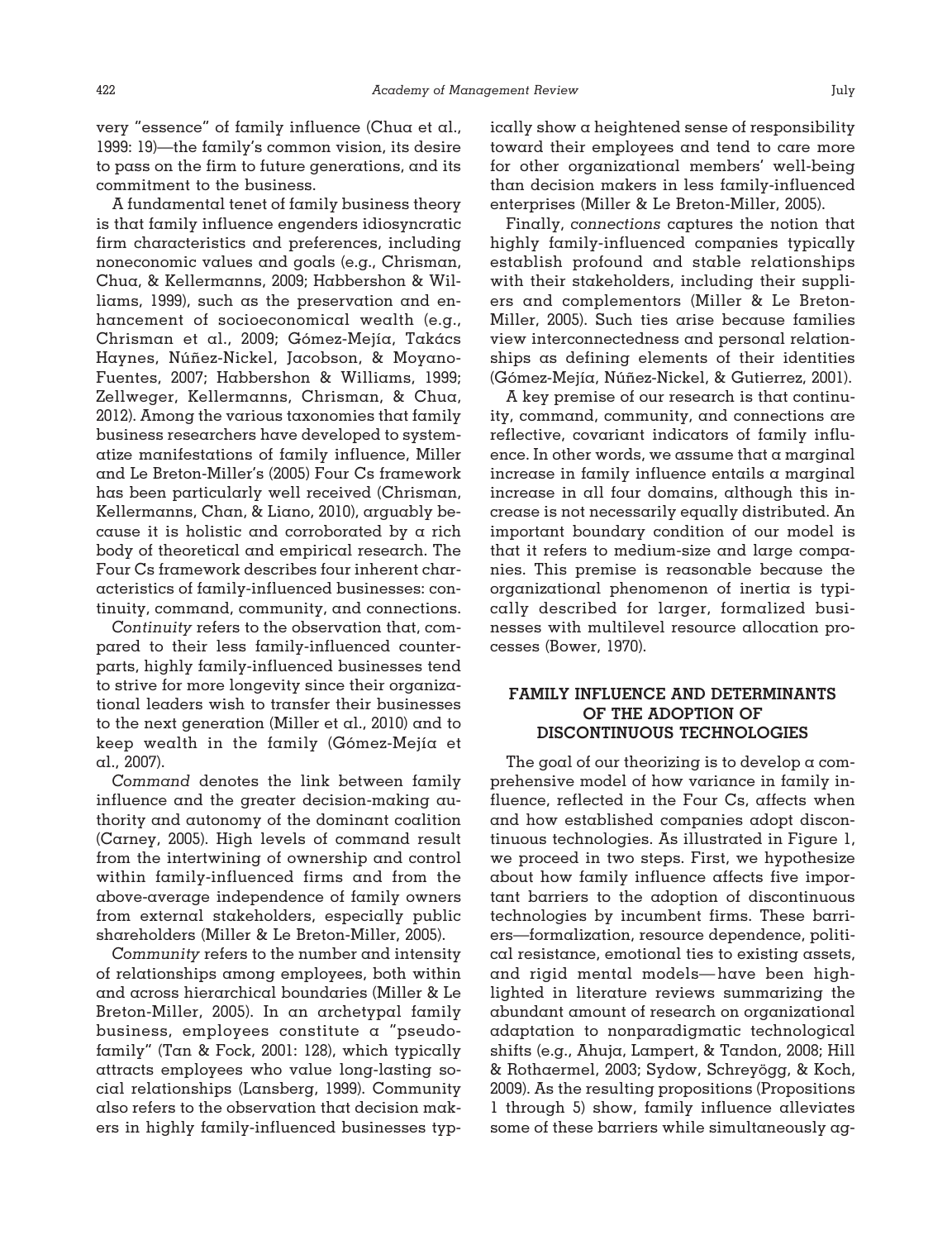very "essence" of family influence (Chua et al., 1999: 19)—the family's common vision, its desire to pass on the firm to future generations, and its commitment to the business.

A fundamental tenet of family business theory is that family influence engenders idiosyncratic firm characteristics and preferences, including noneconomic values and goals (e.g., Chrisman, Chua, & Kellermanns, 2009; Habbershon & Williams, 1999), such as the preservation and enhancement of socioeconomical wealth (e.g., Chrisman et al., 2009; Gómez-Mejía, Takács Haynes, Núñez-Nickel, Jacobson, & Moyano-Fuentes, 2007; Habbershon & Williams, 1999; Zellweger, Kellermanns, Chrisman, & Chua, 2012). Among the various taxonomies that family business researchers have developed to systematize manifestations of family influence, Miller and Le Breton-Miller's (2005) Four Cs framework has been particularly well received (Chrisman, Kellermanns, Chan, & Liano, 2010), arguably because it is holistic and corroborated by a rich body of theoretical and empirical research. The Four Cs framework describes four inherent characteristics of family-influenced businesses: continuity, command, community, and connections.

*Continuity* refers to the observation that, compared to their less family-influenced counterparts, highly family-influenced businesses tend to strive for more longevity since their organizational leaders wish to transfer their businesses to the next generation (Miller et al., 2010) and to keep wealth in the family (Gómez-Mejía et al., 2007).

*Command* denotes the link between family influence and the greater decision-making authority and autonomy of the dominant coalition (Carney, 2005). High levels of command result from the intertwining of ownership and control within family-influenced firms and from the above-average independence of family owners from external stakeholders, especially public shareholders (Miller & Le Breton-Miller, 2005).

*Community* refers to the number and intensity of relationships among employees, both within and across hierarchical boundaries (Miller & Le Breton-Miller, 2005). In an archetypal family business, employees constitute a "pseudofamily" (Tan & Fock, 2001: 128), which typically attracts employees who value long-lasting social relationships (Lansberg, 1999). Community also refers to the observation that decision makers in highly family-influenced businesses typically show a heightened sense of responsibility toward their employees and tend to care more for other organizational members' well-being than decision makers in less family-influenced enterprises (Miller & Le Breton-Miller, 2005).

Finally, *connections* captures the notion that highly family-influenced companies typically establish profound and stable relationships with their stakeholders, including their suppliers and complementors (Miller & Le Breton-Miller, 2005). Such ties arise because families view interconnectedness and personal relationships as defining elements of their identities (Gómez-Mejía, Núñez-Nickel, & Gutierrez, 2001).

A key premise of our research is that continuity, command, community, and connections are reflective, covariant indicators of family influence. In other words, we assume that a marginal increase in family influence entails a marginal increase in all four domains, although this increase is not necessarily equally distributed. An important boundary condition of our model is that it refers to medium-size and large companies. This premise is reasonable because the organizational phenomenon of inertia is typically described for larger, formalized businesses with multilevel resource allocation processes (Bower, 1970).

## FAMILY INFLUENCE AND DETERMINANTS OF THE ADOPTION OF DISCONTINUOUS TECHNOLOGIES

The goal of our theorizing is to develop a comprehensive model of how variance in family influence, reflected in the Four Cs, affects when and how established companies adopt discontinuous technologies. As illustrated in Figure 1, we proceed in two steps. First, we hypothesize about how family influence affects five important barriers to the adoption of discontinuous technologies by incumbent firms. These barriers—formalization, resource dependence, political resistance, emotional ties to existing assets, and rigid mental models—have been highlighted in literature reviews summarizing the abundant amount of research on organizational adaptation to nonparadigmatic technological shifts (e.g., Ahuja, Lampert, & Tandon, 2008; Hill & Rothaermel, 2003; Sydow, Schreyögg, & Koch, 2009). As the resulting propositions (Propositions 1 through 5) show, family influence alleviates some of these barriers while simultaneously ag-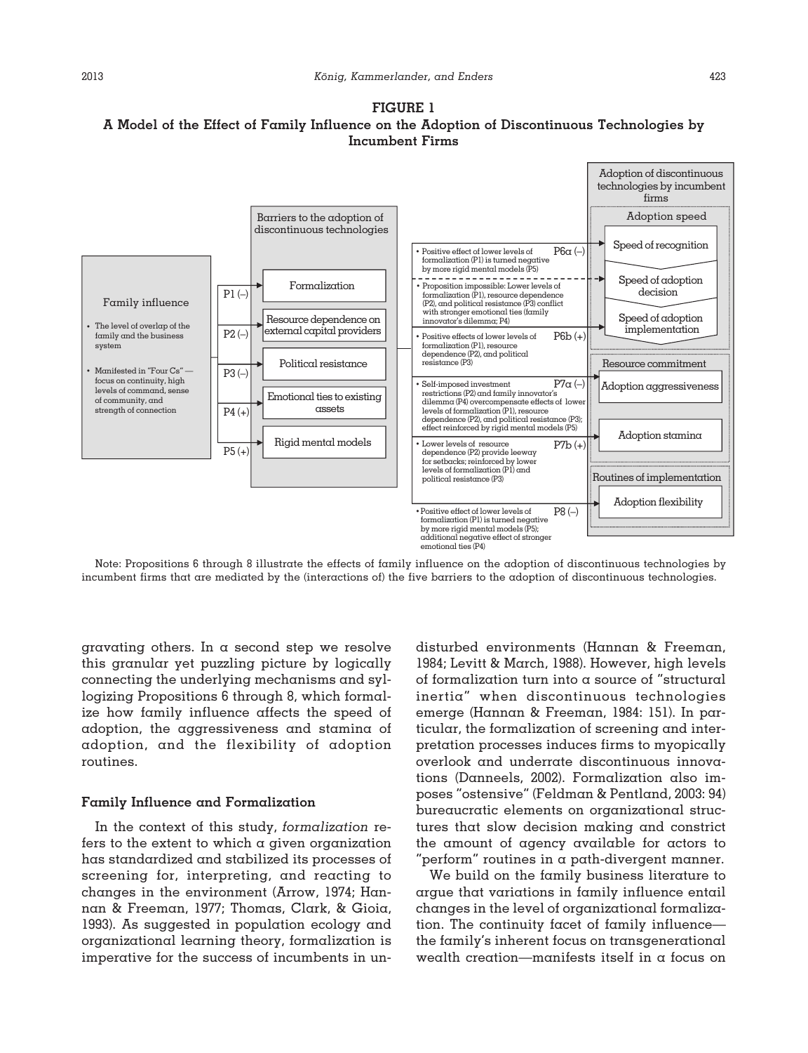**FIGURE 1**

**A Model of the Effect of Family Influence on the Adoption of Discontinuous Technologies by Incumbent Firms**

Family influence

- The level of overlap of the family and the business system
- Manifested in "Four Cs"— focus on continuity, high levels of command, sense of community, and strength of connection

Barriers to the adoption of discontinuous technologies

- P1 (–) Formalization
- P2 (–) Resource dependence on external capital providers
- P3 (–) Political resistance
- P4 (+) Emotional ties to existing assets
- P5 (+) Rigid mental models

Adoption of discontinuous technologies by incumbent firms

- Adoption speed
  - Speed of recognition
  - Speed of adoption decision
  - Speed of adoption implementation
- Resource commitment
  - Adoption aggressiveness
  - Adoption stamina
- Routines of implementation
  - Adoption flexibility

- P6a (–): Positive effect of lower levels of formalization (P1) is turned negative by more rigid mental models (P5)
- Proposition impossible: Lower levels of formalization (P1), resource dependence (P2), and political resistance (P3) conflict with stronger emotional ties (family innovator's dilemma; P4)
- P6b (+): Positive effects of lower levels of formalization (P1), resource dependence (P2), and political resistance (P3)
- P7a (–): Self-imposed investment restrictions (P2) and family innovator's dilemma (P4) overcompensate effects of lower levels of formalization (P1), resource dependence (P2), and political resistance (P3); effect reinforced by rigid mental models (P5)
- P7b (+): Lower levels of resource dependence (P2) provide leeway for setbacks; reinforced by lower levels of formalization (P1) and political resistance (P3)
- P8 (–): Positive effect of lower levels of formalization (P1) is turned negative by more rigid mental models (P5); additional negative effect of stronger emotional ties (P4)

Note: Propositions 6 through 8 illustrate the effects of family influence on the adoption of discontinuous technologies by incumbent firms that are mediated by the (interactions of) the five barriers to the adoption of discontinuous technologies.

gravating others. In a second step we resolve this granular yet puzzling picture by logically connecting the underlying mechanisms and syllogizing Propositions 6 through 8, which formalize how family influence affects the speed of adoption, the aggressiveness and stamina of adoption, and the flexibility of adoption routines.

### Family Influence and Formalization

In the context of this study, *formalization* refers to the extent to which a given organization has standardized and stabilized its processes of screening for, interpreting, and reacting to changes in the environment (Arrow, 1974; Hannan & Freeman, 1977; Thomas, Clark, & Gioia, 1993). As suggested in population ecology and organizational learning theory, formalization is imperative for the success of incumbents in undisturbed environments (Hannan & Freeman, 1984; Levitt & March, 1988). However, high levels of formalization turn into a source of "structural inertia" when discontinuous technologies emerge (Hannan & Freeman, 1984: 151). In particular, the formalization of screening and interpretation processes induces firms to myopically overlook and underrate discontinuous innovations (Danneels, 2002). Formalization also imposes "ostensive" (Feldman & Pentland, 2003: 94) bureaucratic elements on organizational structures that slow decision making and constrict the amount of agency available for actors to "perform" routines in a path-divergent manner.

We build on the family business literature to argue that variations in family influence entail changes in the level of organizational formalization. The continuity facet of family influence—the family's inherent focus on transgenerational wealth creation—manifests itself in a focus on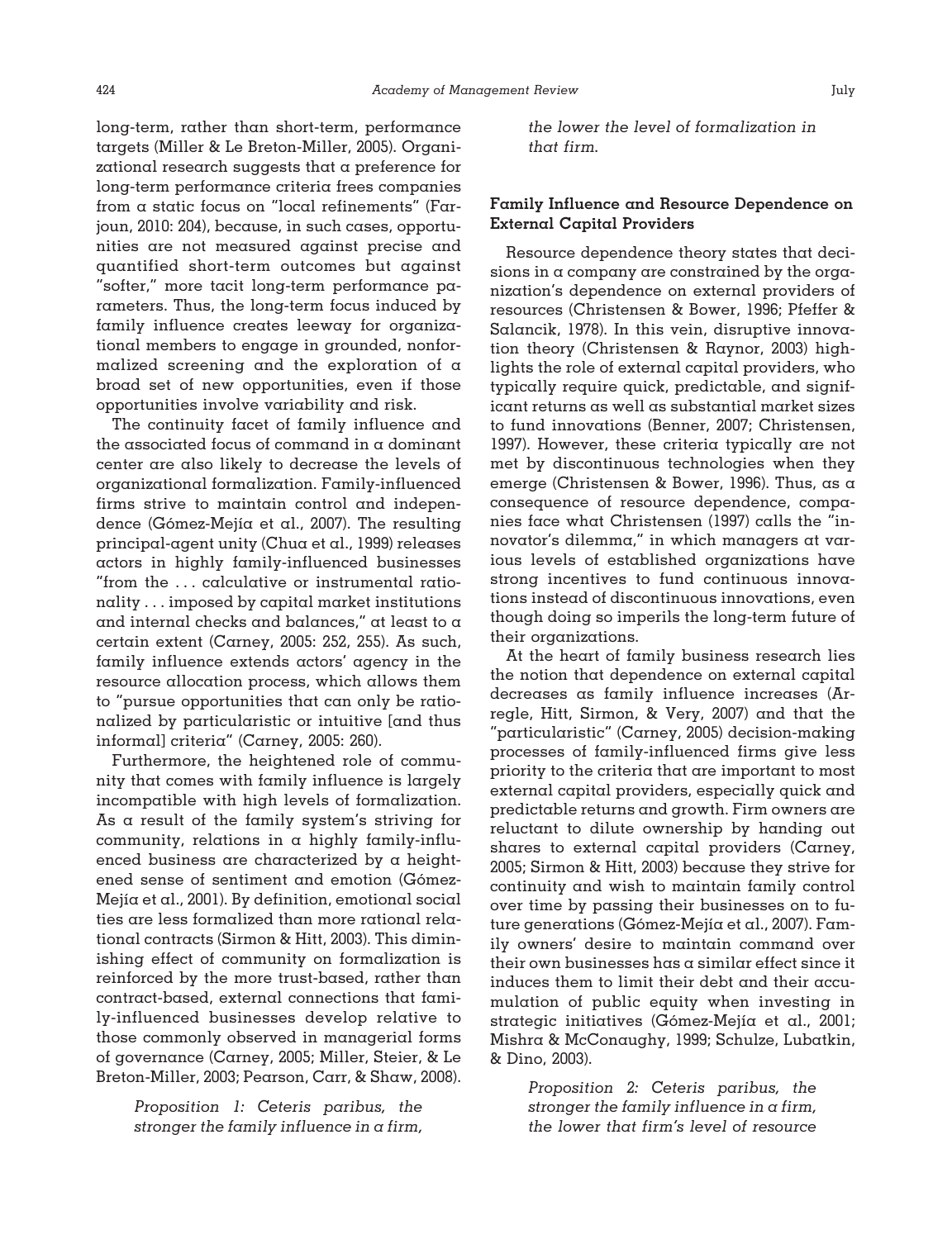long-term, rather than short-term, performance targets (Miller & Le Breton-Miller, 2005). Organizational research suggests that a preference for long-term performance criteria frees companies from a static focus on "local refinements" (Farjoun, 2010: 204), because, in such cases, opportunities are not measured against precise and quantified short-term outcomes but against "softer," more tacit long-term performance parameters. Thus, the long-term focus induced by family influence creates leeway for organizational members to engage in grounded, nonformalized screening and the exploration of a broad set of new opportunities, even if those opportunities involve variability and risk.

The continuity facet of family influence and the associated focus of command in a dominant center are also likely to decrease the levels of organizational formalization. Family-influenced firms strive to maintain control and independence (Gómez-Mejía et al., 2007). The resulting principal-agent unity (Chua et al., 1999) releases actors in highly family-influenced businesses "from the . . . calculative or instrumental rationality . . . imposed by capital market institutions and internal checks and balances," at least to a certain extent (Carney, 2005: 252, 255). As such, family influence extends actors' agency in the resource allocation process, which allows them to "pursue opportunities that can only be rationalized by particularistic or intuitive [and thus informal] criteria" (Carney, 2005: 260).

Furthermore, the heightened role of community that comes with family influence is largely incompatible with high levels of formalization. As a result of the family system's striving for community, relations in a highly family-influenced business are characterized by a heightened sense of sentiment and emotion (Gómez-Mejía et al., 2001). By definition, emotional social ties are less formalized than more rational relational contracts (Sirmon & Hitt, 2003). This diminishing effect of community on formalization is reinforced by the more trust-based, rather than contract-based, external connections that family-influenced businesses develop relative to those commonly observed in managerial forms of governance (Carney, 2005; Miller, Steier, & Le Breton-Miller, 2003; Pearson, Carr, & Shaw, 2008).

> *Proposition 1: Ceteris paribus, the stronger the family influence in a firm, the lower the level of formalization in that firm.*

### Family Influence and Resource Dependence on External Capital Providers

Resource dependence theory states that decisions in a company are constrained by the organization's dependence on external providers of resources (Christensen & Bower, 1996; Pfeffer & Salancik, 1978). In this vein, disruptive innovation theory (Christensen & Raynor, 2003) highlights the role of external capital providers, who typically require quick, predictable, and significant returns as well as substantial market sizes to fund innovations (Benner, 2007; Christensen, 1997). However, these criteria typically are not met by discontinuous technologies when they emerge (Christensen & Bower, 1996). Thus, as a consequence of resource dependence, companies face what Christensen (1997) calls the "innovator's dilemma," in which managers at various levels of established organizations have strong incentives to fund continuous innovations instead of discontinuous innovations, even though doing so imperils the long-term future of their organizations.

At the heart of family business research lies the notion that dependence on external capital decreases as family influence increases (Arregle, Hitt, Sirmon, & Very, 2007) and that the "particularistic" (Carney, 2005) decision-making processes of family-influenced firms give less priority to the criteria that are important to most external capital providers, especially quick and predictable returns and growth. Firm owners are reluctant to dilute ownership by handing out shares to external capital providers (Carney, 2005; Sirmon & Hitt, 2003) because they strive for continuity and wish to maintain family control over time by passing their businesses on to future generations (Gómez-Mejía et al., 2007). Family owners' desire to maintain command over their own businesses has a similar effect since it induces them to limit their debt and their accumulation of public equity when investing in strategic initiatives (Gómez-Mejía et al., 2001; Mishra & McConaughy, 1999; Schulze, Lubatkin, & Dino, 2003).

> *Proposition 2: Ceteris paribus, the stronger the family influence in a firm, the lower that firm's level of resource*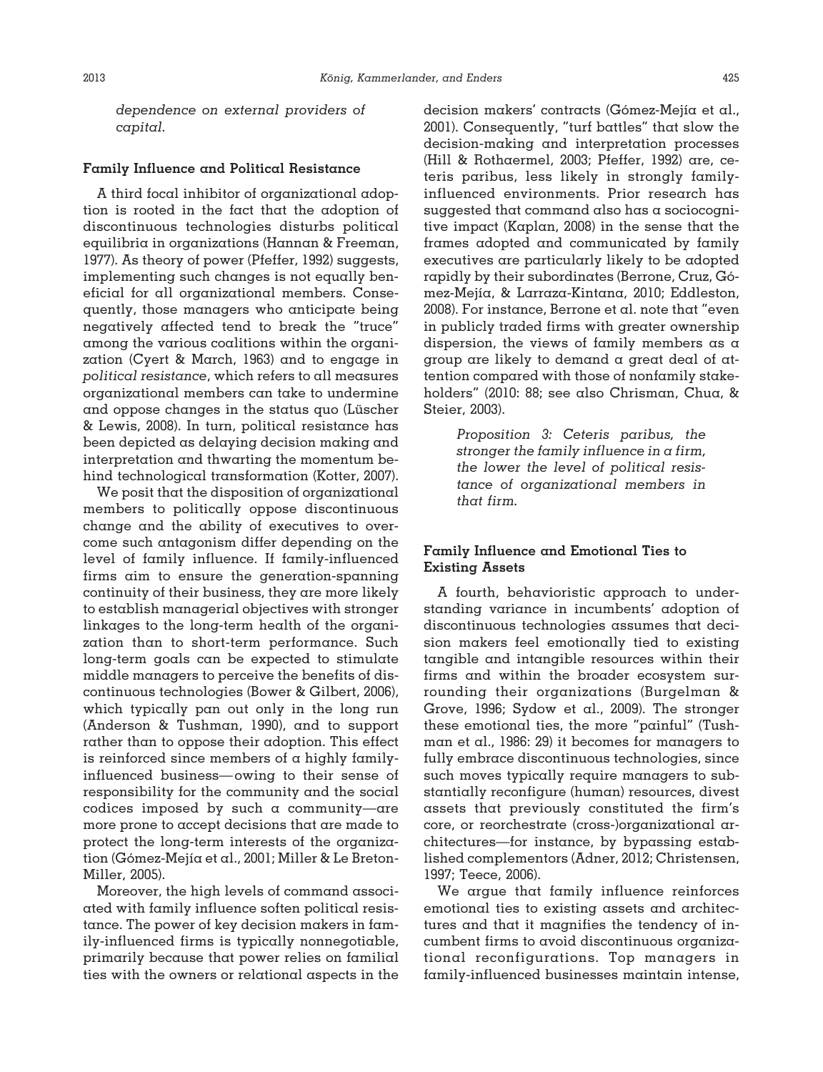*dependence on external providers of capital.*

### Family Influence and Political Resistance

A third focal inhibitor of organizational adoption is rooted in the fact that the adoption of discontinuous technologies disturbs political equilibria in organizations (Hannan & Freeman, 1977). As theory of power (Pfeffer, 1992) suggests, implementing such changes is not equally beneficial for all organizational members. Consequently, those managers who anticipate being negatively affected tend to break the "truce" among the various coalitions within the organization (Cyert & March, 1963) and to engage in *political resistance*, which refers to all measures organizational members can take to undermine and oppose changes in the status quo (Lüscher & Lewis, 2008). In turn, political resistance has been depicted as delaying decision making and interpretation and thwarting the momentum behind technological transformation (Kotter, 2007).

We posit that the disposition of organizational members to politically oppose discontinuous change and the ability of executives to overcome such antagonism differ depending on the level of family influence. If family-influenced firms aim to ensure the generation-spanning continuity of their business, they are more likely to establish managerial objectives with stronger linkages to the long-term health of the organization than to short-term performance. Such long-term goals can be expected to stimulate middle managers to perceive the benefits of discontinuous technologies (Bower & Gilbert, 2006), which typically pan out only in the long run (Anderson & Tushman, 1990), and to support rather than to oppose their adoption. This effect is reinforced since members of a highly family-influenced business—owing to their sense of responsibility for the community and the social codices imposed by such a community—are more prone to accept decisions that are made to protect the long-term interests of the organization (Gómez-Mejía et al., 2001; Miller & Le Breton-Miller, 2005).

Moreover, the high levels of command associated with family influence soften political resistance. The power of key decision makers in family-influenced firms is typically nonnegotiable, primarily because that power relies on familial ties with the owners or relational aspects in the decision makers' contracts (Gómez-Mejía et al., 2001). Consequently, "turf battles" that slow the decision-making and interpretation processes (Hill & Rothaermel, 2003; Pfeffer, 1992) are, ceteris paribus, less likely in strongly family-influenced environments. Prior research has suggested that command also has a sociocognitive impact (Kaplan, 2008) in the sense that the frames adopted and communicated by family executives are particularly likely to be adopted rapidly by their subordinates (Berrone, Cruz, Gómez-Mejía, & Larraza-Kintana, 2010; Eddleston, 2008). For instance, Berrone et al. note that "even in publicly traded firms with greater ownership dispersion, the views of family members as a group are likely to demand a great deal of attention compared with those of nonfamily stakeholders" (2010: 88; see also Chrisman, Chua, & Steier, 2003).

> *Proposition 3: Ceteris paribus, the stronger the family influence in a firm, the lower the level of political resistance of organizational members in that firm.*

### Family Influence and Emotional Ties to Existing Assets

A fourth, behavioristic approach to understanding variance in incumbents' adoption of discontinuous technologies assumes that decision makers feel emotionally tied to existing tangible and intangible resources within their firms and within the broader ecosystem surrounding their organizations (Burgelman & Grove, 1996; Sydow et al., 2009). The stronger these emotional ties, the more "painful" (Tushman et al., 1986: 29) it becomes for managers to fully embrace discontinuous technologies, since such moves typically require managers to substantially reconfigure (human) resources, divest assets that previously constituted the firm's core, or reorchestrate (cross-)organizational architectures—for instance, by bypassing established complementors (Adner, 2012; Christensen, 1997; Teece, 2006).

We argue that family influence reinforces emotional ties to existing assets and architectures and that it magnifies the tendency of incumbent firms to avoid discontinuous organizational reconfigurations. Top managers in family-influenced businesses maintain intense,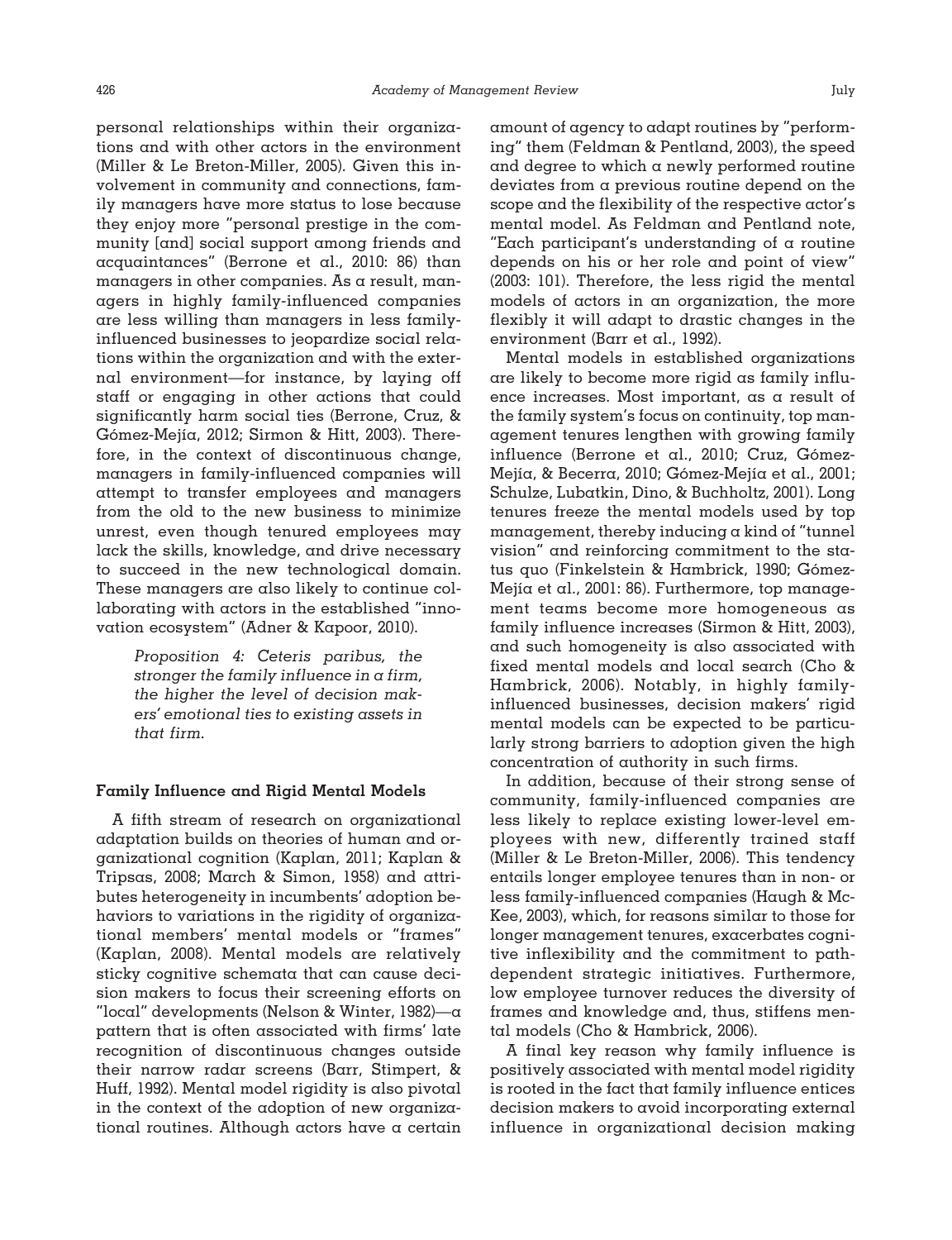personal relationships within their organizations and with other actors in the environment (Miller & Le Breton-Miller, 2005). Given this involvement in community and connections, family managers have more status to lose because they enjoy more "personal prestige in the community [and] social support among friends and acquaintances" (Berrone et al., 2010: 86) than managers in other companies. As a result, managers in highly family-influenced companies are less willing than managers in less family-influenced businesses to jeopardize social relations within the organization and with the external environment—for instance, by laying off staff or engaging in other actions that could significantly harm social ties (Berrone, Cruz, & Gómez-Mejía, 2012; Sirmon & Hitt, 2003). Therefore, in the context of discontinuous change, managers in family-influenced companies will attempt to transfer employees and managers from the old to the new business to minimize unrest, even though tenured employees may lack the skills, knowledge, and drive necessary to succeed in the new technological domain. These managers are also likely to continue collaborating with actors in the established "innovation ecosystem" (Adner & Kapoor, 2010).

> *Proposition 4: Ceteris paribus, the stronger the family influence in a firm, the higher the level of decision makers' emotional ties to existing assets in that firm.*

### Family Influence and Rigid Mental Models

A fifth stream of research on organizational adaptation builds on theories of human and organizational cognition (Kaplan, 2011; Kaplan & Tripsas, 2008; March & Simon, 1958) and attributes heterogeneity in incumbents' adoption behaviors to variations in the rigidity of organizational members' mental models or "frames" (Kaplan, 2008). Mental models are relatively sticky cognitive schemata that can cause decision makers to focus their screening efforts on "local" developments (Nelson & Winter, 1982)—a pattern that is often associated with firms' late recognition of discontinuous changes outside their narrow radar screens (Barr, Stimpert, & Huff, 1992). Mental model rigidity is also pivotal in the context of the adoption of new organizational routines. Although actors have a certain amount of agency to adapt routines by "performing" them (Feldman & Pentland, 2003), the speed and degree to which a newly performed routine deviates from a previous routine depend on the scope and the flexibility of the respective actor's mental model. As Feldman and Pentland note, "Each participant's understanding of a routine depends on his or her role and point of view" (2003: 101). Therefore, the less rigid the mental models of actors in an organization, the more flexibly it will adapt to drastic changes in the environment (Barr et al., 1992).

Mental models in established organizations are likely to become more rigid as family influence increases. Most important, as a result of the family system's focus on continuity, top management tenures lengthen with growing family influence (Berrone et al., 2010; Cruz, Gómez-Mejía, & Becerra, 2010; Gómez-Mejía et al., 2001; Schulze, Lubatkin, Dino, & Buchholtz, 2001). Long tenures freeze the mental models used by top management, thereby inducing a kind of "tunnel vision" and reinforcing commitment to the status quo (Finkelstein & Hambrick, 1990; Gómez-Mejía et al., 2001: 86). Furthermore, top management teams become more homogeneous as family influence increases (Sirmon & Hitt, 2003), and such homogeneity is also associated with fixed mental models and local search (Cho & Hambrick, 2006). Notably, in highly family-influenced businesses, decision makers' rigid mental models can be expected to be particularly strong barriers to adoption given the high concentration of authority in such firms.

In addition, because of their strong sense of community, family-influenced companies are less likely to replace existing lower-level employees with new, differently trained staff (Miller & Le Breton-Miller, 2006). This tendency entails longer employee tenures than in non- or less family-influenced companies (Haugh & McKee, 2003), which, for reasons similar to those for longer management tenures, exacerbates cognitive inflexibility and the commitment to path-dependent strategic initiatives. Furthermore, low employee turnover reduces the diversity of frames and knowledge and, thus, stiffens mental models (Cho & Hambrick, 2006).

A final key reason why family influence is positively associated with mental model rigidity is rooted in the fact that family influence entices decision makers to avoid incorporating external influence in organizational decision making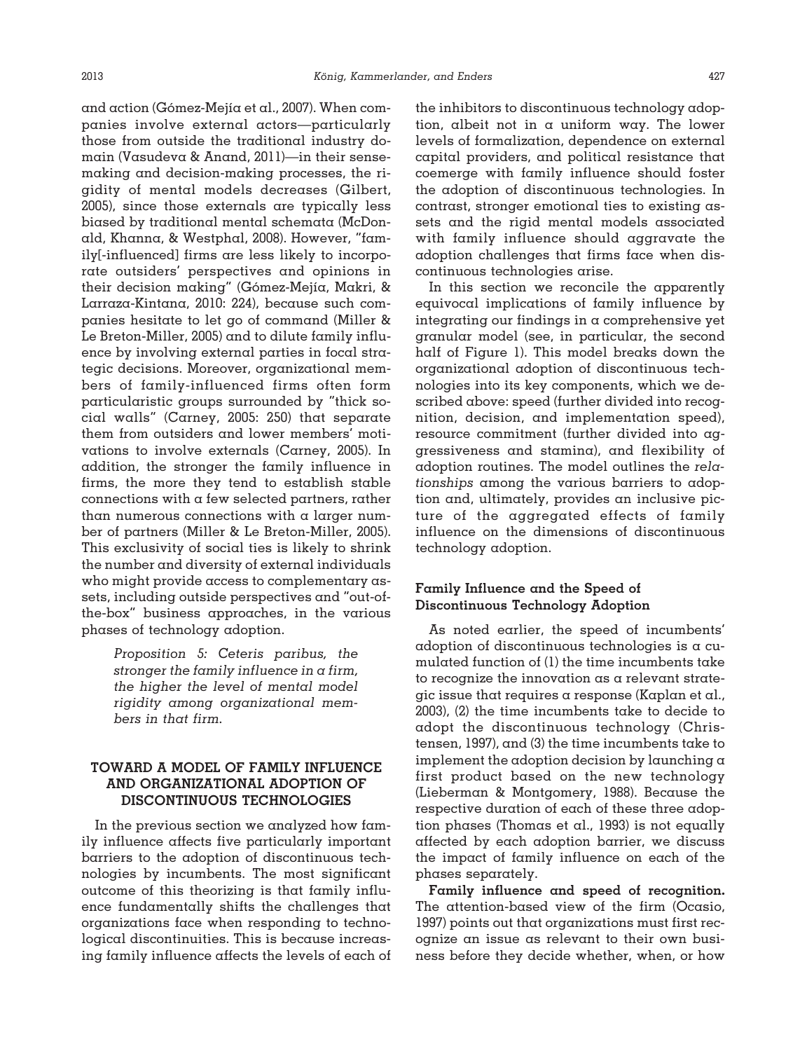and action (Gómez-Mejía et al., 2007). When companies involve external actors—particularly those from outside the traditional industry domain (Vasudeva & Anand, 2011)—in their sensemaking and decision-making processes, the rigidity of mental models decreases (Gilbert, 2005), since those externals are typically less biased by traditional mental schemata (McDonald, Khanna, & Westphal, 2008). However, "family[-influenced] firms are less likely to incorporate outsiders' perspectives and opinions in their decision making" (Gómez-Mejía, Makri, & Larraza-Kintana, 2010: 224), because such companies hesitate to let go of command (Miller & Le Breton-Miller, 2005) and to dilute family influence by involving external parties in focal strategic decisions. Moreover, organizational members of family-influenced firms often form particularistic groups surrounded by "thick social walls" (Carney, 2005: 250) that separate them from outsiders and lower members' motivations to involve externals (Carney, 2005). In addition, the stronger the family influence in firms, the more they tend to establish stable connections with a few selected partners, rather than numerous connections with a larger number of partners (Miller & Le Breton-Miller, 2005). This exclusivity of social ties is likely to shrink the number and diversity of external individuals who might provide access to complementary assets, including outside perspectives and "out-of-the-box" business approaches, in the various phases of technology adoption.

> *Proposition 5: Ceteris paribus, the stronger the family influence in a firm, the higher the level of mental model rigidity among organizational members in that firm.*

## TOWARD A MODEL OF FAMILY INFLUENCE AND ORGANIZATIONAL ADOPTION OF DISCONTINUOUS TECHNOLOGIES

In the previous section we analyzed how family influence affects five particularly important barriers to the adoption of discontinuous technologies by incumbents. The most significant outcome of this theorizing is that family influence fundamentally shifts the challenges that organizations face when responding to technological discontinuities. This is because increasing family influence affects the levels of each of the inhibitors to discontinuous technology adoption, albeit not in a uniform way. The lower levels of formalization, dependence on external capital providers, and political resistance that coemerge with family influence should foster the adoption of discontinuous technologies. In contrast, stronger emotional ties to existing assets and the rigid mental models associated with family influence should aggravate the adoption challenges that firms face when discontinuous technologies arise.

In this section we reconcile the apparently equivocal implications of family influence by integrating our findings in a comprehensive yet granular model (see, in particular, the second half of Figure 1). This model breaks down the organizational adoption of discontinuous technologies into its key components, which we described above: speed (further divided into recognition, decision, and implementation speed), resource commitment (further divided into aggressiveness and stamina), and flexibility of adoption routines. The model outlines the *relationships* among the various barriers to adoption and, ultimately, provides an inclusive picture of the aggregated effects of family influence on the dimensions of discontinuous technology adoption.

### Family Influence and the Speed of Discontinuous Technology Adoption

As noted earlier, the speed of incumbents' adoption of discontinuous technologies is a cumulated function of (1) the time incumbents take to recognize the innovation as a relevant strategic issue that requires a response (Kaplan et al., 2003), (2) the time incumbents take to decide to adopt the discontinuous technology (Christensen, 1997), and (3) the time incumbents take to implement the adoption decision by launching a first product based on the new technology (Lieberman & Montgomery, 1988). Because the respective duration of each of these three adoption phases (Thomas et al., 1993) is not equally affected by each adoption barrier, we discuss the impact of family influence on each of the phases separately.

**Family influence and speed of recognition.** The attention-based view of the firm (Ocasio, 1997) points out that organizations must first recognize an issue as relevant to their own business before they decide whether, when, or how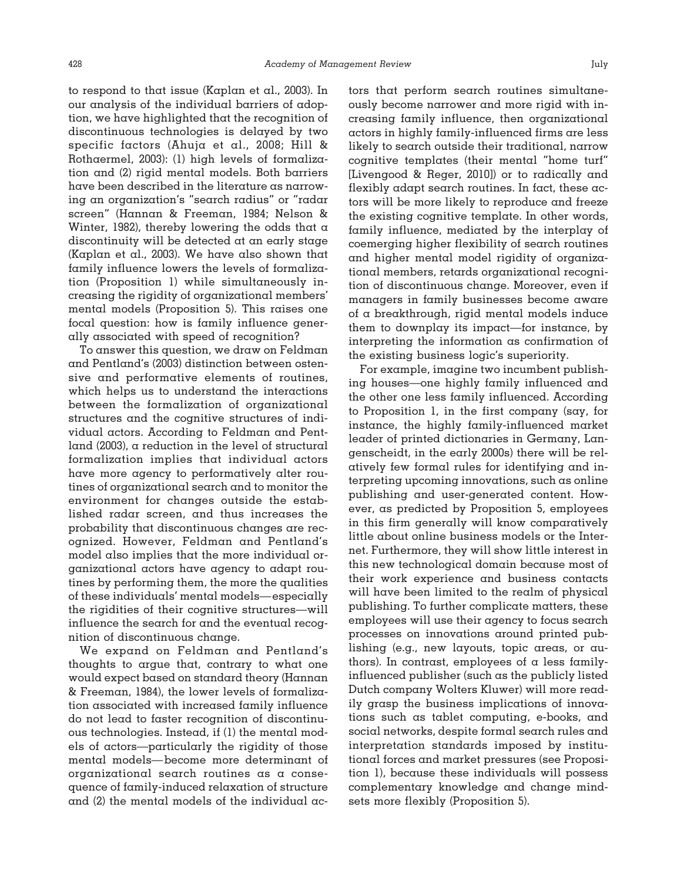to respond to that issue (Kaplan et al., 2003). In our analysis of the individual barriers of adoption, we have highlighted that the recognition of discontinuous technologies is delayed by two specific factors (Ahuja et al., 2008; Hill & Rothaermel, 2003): (1) high levels of formalization and (2) rigid mental models. Both barriers have been described in the literature as narrowing an organization's "search radius" or "radar screen" (Hannan & Freeman, 1984; Nelson & Winter, 1982), thereby lowering the odds that a discontinuity will be detected at an early stage (Kaplan et al., 2003). We have also shown that family influence lowers the levels of formalization (Proposition 1) while simultaneously increasing the rigidity of organizational members' mental models (Proposition 5). This raises one focal question: how is family influence generally associated with speed of recognition?

To answer this question, we draw on Feldman and Pentland's (2003) distinction between ostensive and performative elements of routines, which helps us to understand the interactions between the formalization of organizational structures and the cognitive structures of individual actors. According to Feldman and Pentland (2003), a reduction in the level of structural formalization implies that individual actors have more agency to performatively alter routines of organizational search and to monitor the environment for changes outside the established radar screen, and thus increases the probability that discontinuous changes are recognized. However, Feldman and Pentland's model also implies that the more individual organizational actors have agency to adapt routines by performing them, the more the qualities of these individuals' mental models—especially the rigidities of their cognitive structures—will influence the search for and the eventual recognition of discontinuous change.

We expand on Feldman and Pentland's thoughts to argue that, contrary to what one would expect based on standard theory (Hannan & Freeman, 1984), the lower levels of formalization associated with increased family influence do not lead to faster recognition of discontinuous technologies. Instead, if (1) the mental models of actors—particularly the rigidity of those mental models—become more determinant of organizational search routines as a consequence of family-induced relaxation of structure and (2) the mental models of the individual actors that perform search routines simultaneously become narrower and more rigid with increasing family influence, then organizational actors in highly family-influenced firms are less likely to search outside their traditional, narrow cognitive templates (their mental "home turf" [Livengood & Reger, 2010]) or to radically and flexibly adapt search routines. In fact, these actors will be more likely to reproduce and freeze the existing cognitive template. In other words, family influence, mediated by the interplay of coemerging higher flexibility of search routines and higher mental model rigidity of organizational members, retards organizational recognition of discontinuous change. Moreover, even if managers in family businesses become aware of a breakthrough, rigid mental models induce them to downplay its impact—for instance, by interpreting the information as confirmation of the existing business logic's superiority.

For example, imagine two incumbent publishing houses—one highly family influenced and the other one less family influenced. According to Proposition 1, in the first company (say, for instance, the highly family-influenced market leader of printed dictionaries in Germany, Langenscheidt, in the early 2000s) there will be relatively few formal rules for identifying and interpreting upcoming innovations, such as online publishing and user-generated content. However, as predicted by Proposition 5, employees in this firm generally will know comparatively little about online business models or the Internet. Furthermore, they will show little interest in this new technological domain because most of their work experience and business contacts will have been limited to the realm of physical publishing. To further complicate matters, these employees will use their agency to focus search processes on innovations around printed publishing (e.g., new layouts, topic areas, or authors). In contrast, employees of a less family-influenced publisher (such as the publicly listed Dutch company Wolters Kluwer) will more readily grasp the business implications of innovations such as tablet computing, e-books, and social networks, despite formal search rules and interpretation standards imposed by institutional forces and market pressures (see Proposition 1), because these individuals will possess complementary knowledge and change mindsets more flexibly (Proposition 5).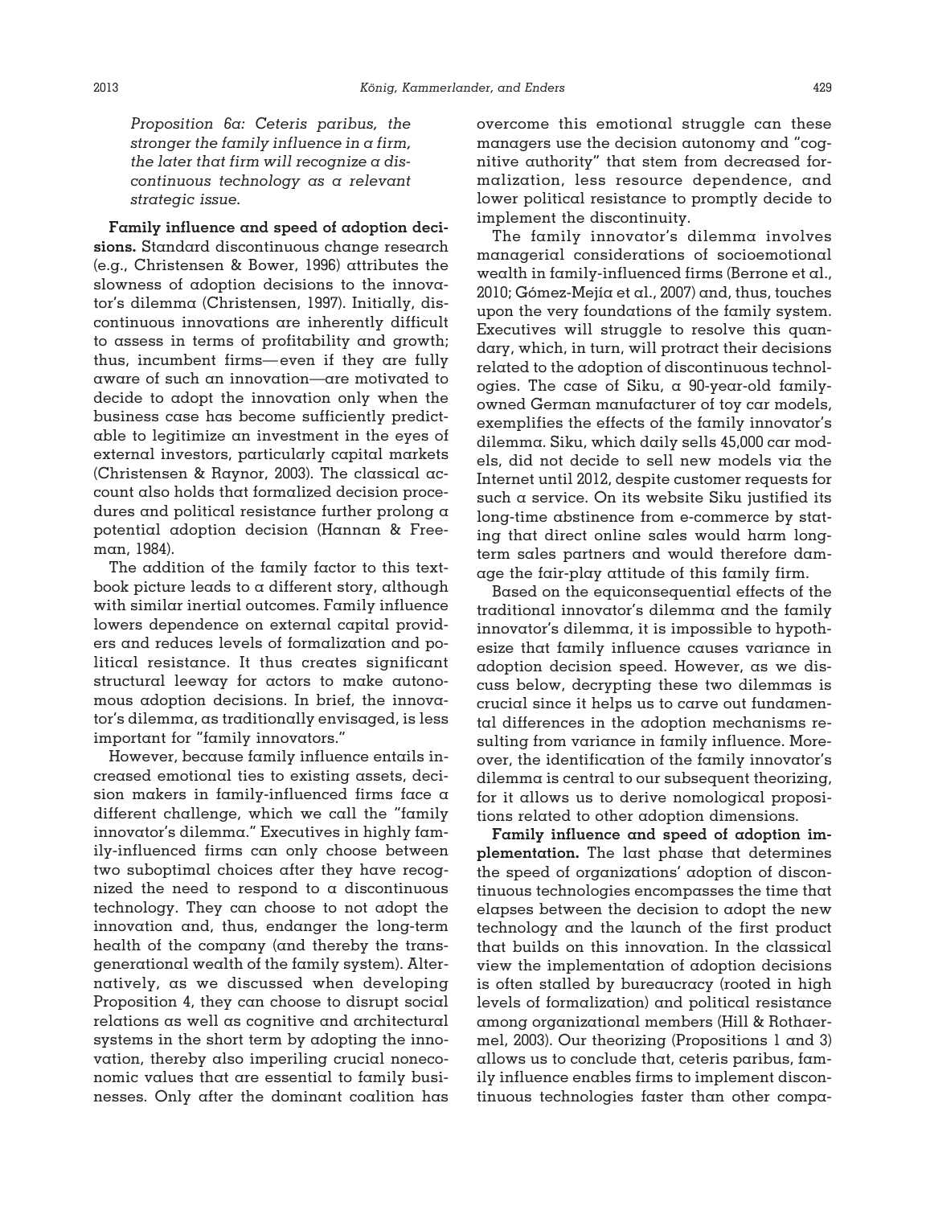*Proposition 6a: Ceteris paribus, the stronger the family influence in a firm, the later that firm will recognize a discontinuous technology as a relevant strategic issue.*

**Family influence and speed of adoption decisions.** Standard discontinuous change research (e.g., Christensen & Bower, 1996) attributes the slowness of adoption decisions to the innovator's dilemma (Christensen, 1997). Initially, discontinuous innovations are inherently difficult to assess in terms of profitability and growth; thus, incumbent firms—even if they are fully aware of such an innovation—are motivated to decide to adopt the innovation only when the business case has become sufficiently predictable to legitimize an investment in the eyes of external investors, particularly capital markets (Christensen & Raynor, 2003). The classical account also holds that formalized decision procedures and political resistance further prolong a potential adoption decision (Hannan & Freeman, 1984).

The addition of the family factor to this textbook picture leads to a different story, although with similar inertial outcomes. Family influence lowers dependence on external capital providers and reduces levels of formalization and political resistance. It thus creates significant structural leeway for actors to make autonomous adoption decisions. In brief, the innovator's dilemma, as traditionally envisaged, is less important for "family innovators."

However, because family influence entails increased emotional ties to existing assets, decision makers in family-influenced firms face a different challenge, which we call the "family innovator's dilemma." Executives in highly family-influenced firms can only choose between two suboptimal choices after they have recognized the need to respond to a discontinuous technology. They can choose to not adopt the innovation and, thus, endanger the long-term health of the company (and thereby the transgenerational wealth of the family system). Alternatively, as we discussed when developing Proposition 4, they can choose to disrupt social relations as well as cognitive and architectural systems in the short term by adopting the innovation, thereby also imperiling crucial noneconomic values that are essential to family businesses. Only after the dominant coalition has overcome this emotional struggle can these managers use the decision autonomy and "cognitive authority" that stem from decreased formalization, less resource dependence, and lower political resistance to promptly decide to implement the discontinuity.

The family innovator's dilemma involves managerial considerations of socioemotional wealth in family-influenced firms (Berrone et al., 2010; Gómez-Mejía et al., 2007) and, thus, touches upon the very foundations of the family system. Executives will struggle to resolve this quandary, which, in turn, will protract their decisions related to the adoption of discontinuous technologies. The case of Siku, a 90-year-old family-owned German manufacturer of toy car models, exemplifies the effects of the family innovator's dilemma. Siku, which daily sells 45,000 car models, did not decide to sell new models via the Internet until 2012, despite customer requests for such a service. On its website Siku justified its long-time abstinence from e-commerce by stating that direct online sales would harm long-term sales partners and would therefore damage the fair-play attitude of this family firm.

Based on the equiconsequential effects of the traditional innovator's dilemma and the family innovator's dilemma, it is impossible to hypothesize that family influence causes variance in adoption decision speed. However, as we discuss below, decrypting these two dilemmas is crucial since it helps us to carve out fundamental differences in the adoption mechanisms resulting from variance in family influence. Moreover, the identification of the family innovator's dilemma is central to our subsequent theorizing, for it allows us to derive nomological propositions related to other adoption dimensions.

**Family influence and speed of adoption implementation.** The last phase that determines the speed of organizations' adoption of discontinuous technologies encompasses the time that elapses between the decision to adopt the new technology and the launch of the first product that builds on this innovation. In the classical view the implementation of adoption decisions is often stalled by bureaucracy (rooted in high levels of formalization) and political resistance among organizational members (Hill & Rothaermel, 2003). Our theorizing (Propositions 1 and 3) allows us to conclude that, ceteris paribus, family influence enables firms to implement discontinuous technologies faster than other compa-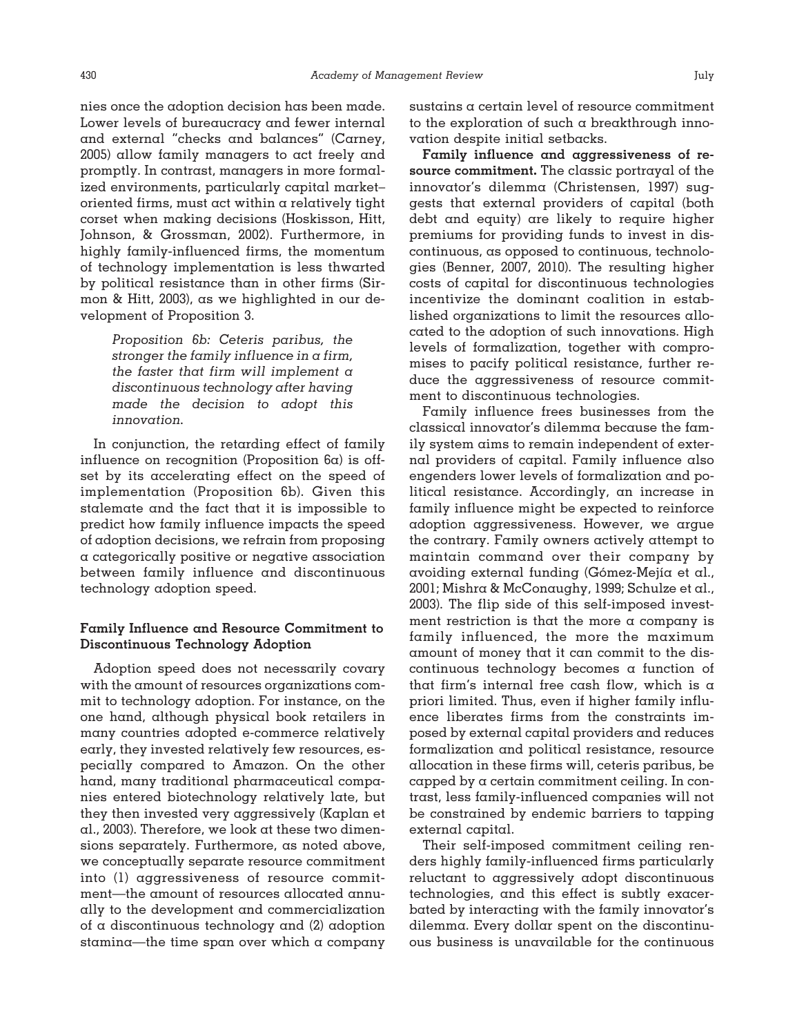nies once the adoption decision has been made. Lower levels of bureaucracy and fewer internal and external "checks and balances" (Carney, 2005) allow family managers to act freely and promptly. In contrast, managers in more formalized environments, particularly capital market–oriented firms, must act within a relatively tight corset when making decisions (Hoskisson, Hitt, Johnson, & Grossman, 2002). Furthermore, in highly family-influenced firms, the momentum of technology implementation is less thwarted by political resistance than in other firms (Sirmon & Hitt, 2003), as we highlighted in our development of Proposition 3.

> *Proposition 6b: Ceteris paribus, the stronger the family influence in a firm, the faster that firm will implement a discontinuous technology after having made the decision to adopt this innovation.*

In conjunction, the retarding effect of family influence on recognition (Proposition 6a) is offset by its accelerating effect on the speed of implementation (Proposition 6b). Given this stalemate and the fact that it is impossible to predict how family influence impacts the speed of adoption decisions, we refrain from proposing a categorically positive or negative association between family influence and discontinuous technology adoption speed.

### Family Influence and Resource Commitment to Discontinuous Technology Adoption

Adoption speed does not necessarily covary with the amount of resources organizations commit to technology adoption. For instance, on the one hand, although physical book retailers in many countries adopted e-commerce relatively early, they invested relatively few resources, especially compared to Amazon. On the other hand, many traditional pharmaceutical companies entered biotechnology relatively late, but they then invested very aggressively (Kaplan et al., 2003). Therefore, we look at these two dimensions separately. Furthermore, as noted above, we conceptually separate resource commitment into (1) aggressiveness of resource commitment—the amount of resources allocated annually to the development and commercialization of a discontinuous technology and (2) adoption stamina—the time span over which a company sustains a certain level of resource commitment to the exploration of such a breakthrough innovation despite initial setbacks.

**Family influence and aggressiveness of resource commitment.** The classic portrayal of the innovator's dilemma (Christensen, 1997) suggests that external providers of capital (both debt and equity) are likely to require higher premiums for providing funds to invest in discontinuous, as opposed to continuous, technologies (Benner, 2007, 2010). The resulting higher costs of capital for discontinuous technologies incentivize the dominant coalition in established organizations to limit the resources allocated to the adoption of such innovations. High levels of formalization, together with compromises to pacify political resistance, further reduce the aggressiveness of resource commitment to discontinuous technologies.

Family influence frees businesses from the classical innovator's dilemma because the family system aims to remain independent of external providers of capital. Family influence also engenders lower levels of formalization and political resistance. Accordingly, an increase in family influence might be expected to reinforce adoption aggressiveness. However, we argue the contrary. Family owners actively attempt to maintain command over their company by avoiding external funding (Gómez-Mejía et al., 2001; Mishra & McConaughy, 1999; Schulze et al., 2003). The flip side of this self-imposed investment restriction is that the more a company is family influenced, the more the maximum amount of money that it can commit to the discontinuous technology becomes a function of that firm's internal free cash flow, which is a priori limited. Thus, even if higher family influence liberates firms from the constraints imposed by external capital providers and reduces formalization and political resistance, resource allocation in these firms will, ceteris paribus, be capped by a certain commitment ceiling. In contrast, less family-influenced companies will not be constrained by endemic barriers to tapping external capital.

Their self-imposed commitment ceiling renders highly family-influenced firms particularly reluctant to aggressively adopt discontinuous technologies, and this effect is subtly exacerbated by interacting with the family innovator's dilemma. Every dollar spent on the discontinuous business is unavailable for the continuous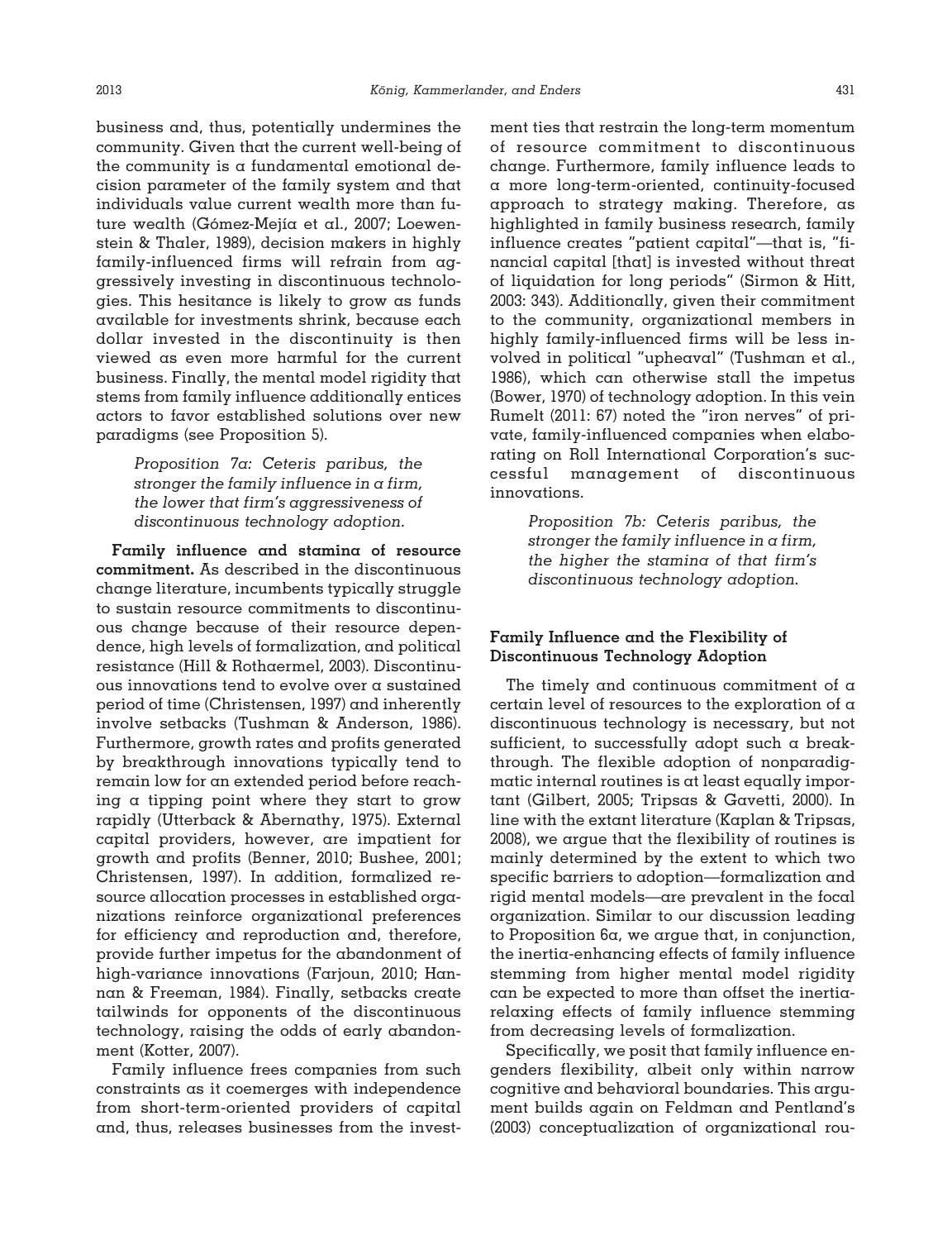business and, thus, potentially undermines the community. Given that the current well-being of the community is a fundamental emotional decision parameter of the family system and that individuals value current wealth more than future wealth (Gómez-Mejía et al., 2007; Loewenstein & Thaler, 1989), decision makers in highly family-influenced firms will refrain from aggressively investing in discontinuous technologies. This hesitance is likely to grow as funds available for investments shrink, because each dollar invested in the discontinuity is then viewed as even more harmful for the current business. Finally, the mental model rigidity that stems from family influence additionally entices actors to favor established solutions over new paradigms (see Proposition 5).

> *Proposition 7a: Ceteris paribus, the stronger the family influence in a firm, the lower that firm's aggressiveness of discontinuous technology adoption.*

**Family influence and stamina of resource commitment.** As described in the discontinuous change literature, incumbents typically struggle to sustain resource commitments to discontinuous change because of their resource dependence, high levels of formalization, and political resistance (Hill & Rothaermel, 2003). Discontinuous innovations tend to evolve over a sustained period of time (Christensen, 1997) and inherently involve setbacks (Tushman & Anderson, 1986). Furthermore, growth rates and profits generated by breakthrough innovations typically tend to remain low for an extended period before reaching a tipping point where they start to grow rapidly (Utterback & Abernathy, 1975). External capital providers, however, are impatient for growth and profits (Benner, 2010; Bushee, 2001; Christensen, 1997). In addition, formalized resource allocation processes in established organizations reinforce organizational preferences for efficiency and reproduction and, therefore, provide further impetus for the abandonment of high-variance innovations (Farjoun, 2010; Hannan & Freeman, 1984). Finally, setbacks create tailwinds for opponents of the discontinuous technology, raising the odds of early abandonment (Kotter, 2007).

Family influence frees companies from such constraints as it coemerges with independence from short-term-oriented providers of capital and, thus, releases businesses from the investment ties that restrain the long-term momentum of resource commitment to discontinuous change. Furthermore, family influence leads to a more long-term-oriented, continuity-focused approach to strategy making. Therefore, as highlighted in family business research, family influence creates "patient capital"—that is, "financial capital [that] is invested without threat of liquidation for long periods" (Sirmon & Hitt, 2003: 343). Additionally, given their commitment to the community, organizational members in highly family-influenced firms will be less involved in political "upheaval" (Tushman et al., 1986), which can otherwise stall the impetus (Bower, 1970) of technology adoption. In this vein Rumelt (2011: 67) noted the "iron nerves" of private, family-influenced companies when elaborating on Roll International Corporation's successful management of discontinuous innovations.

> *Proposition 7b: Ceteris paribus, the stronger the family influence in a firm, the higher the stamina of that firm's discontinuous technology adoption.*

### Family Influence and the Flexibility of Discontinuous Technology Adoption

The timely and continuous commitment of a certain level of resources to the exploration of a discontinuous technology is necessary, but not sufficient, to successfully adopt such a breakthrough. The flexible adoption of nonparadigmatic internal routines is at least equally important (Gilbert, 2005; Tripsas & Gavetti, 2000). In line with the extant literature (Kaplan & Tripsas, 2008), we argue that the flexibility of routines is mainly determined by the extent to which two specific barriers to adoption—formalization and rigid mental models—are prevalent in the focal organization. Similar to our discussion leading to Proposition 6a, we argue that, in conjunction, the inertia-enhancing effects of family influence stemming from higher mental model rigidity can be expected to more than offset the inertia-relaxing effects of family influence stemming from decreasing levels of formalization.

Specifically, we posit that family influence engenders flexibility, albeit only within narrow cognitive and behavioral boundaries. This argument builds again on Feldman and Pentland's (2003) conceptualization of organizational rou-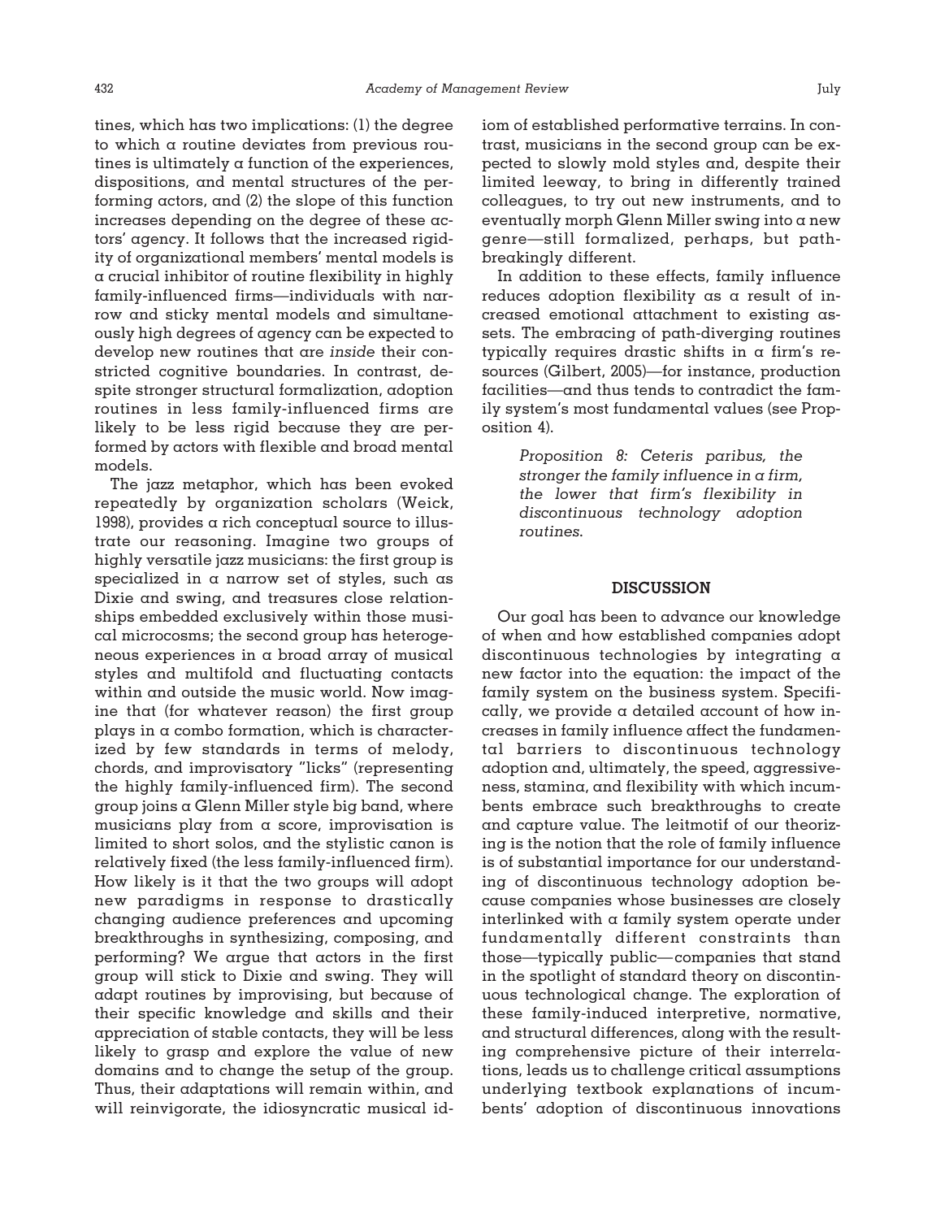tines, which has two implications: (1) the degree to which a routine deviates from previous routines is ultimately a function of the experiences, dispositions, and mental structures of the performing actors, and (2) the slope of this function increases depending on the degree of these actors' agency. It follows that the increased rigidity of organizational members' mental models is a crucial inhibitor of routine flexibility in highly family-influenced firms—individuals with narrow and sticky mental models and simultaneously high degrees of agency can be expected to develop new routines that are *inside* their constricted cognitive boundaries. In contrast, despite stronger structural formalization, adoption routines in less family-influenced firms are likely to be less rigid because they are performed by actors with flexible and broad mental models.

The jazz metaphor, which has been evoked repeatedly by organization scholars (Weick, 1998), provides a rich conceptual source to illustrate our reasoning. Imagine two groups of highly versatile jazz musicians: the first group is specialized in a narrow set of styles, such as Dixie and swing, and treasures close relationships embedded exclusively within those musical microcosms; the second group has heterogeneous experiences in a broad array of musical styles and multifold and fluctuating contacts within and outside the music world. Now imagine that (for whatever reason) the first group plays in a combo formation, which is characterized by few standards in terms of melody, chords, and improvisatory "licks" (representing the highly family-influenced firm). The second group joins a Glenn Miller style big band, where musicians play from a score, improvisation is limited to short solos, and the stylistic canon is relatively fixed (the less family-influenced firm). How likely is it that the two groups will adopt new paradigms in response to drastically changing audience preferences and upcoming breakthroughs in synthesizing, composing, and performing? We argue that actors in the first group will stick to Dixie and swing. They will adapt routines by improvising, but because of their specific knowledge and skills and their appreciation of stable contacts, they will be less likely to grasp and explore the value of new domains and to change the setup of the group. Thus, their adaptations will remain within, and will reinvigorate, the idiosyncratic musical idiom of established performative terrains. In contrast, musicians in the second group can be expected to slowly mold styles and, despite their limited leeway, to bring in differently trained colleagues, to try out new instruments, and to eventually morph Glenn Miller swing into a new genre—still formalized, perhaps, but pathbreakingly different.

In addition to these effects, family influence reduces adoption flexibility as a result of increased emotional attachment to existing assets. The embracing of path-diverging routines typically requires drastic shifts in a firm's resources (Gilbert, 2005)—for instance, production facilities—and thus tends to contradict the family system's most fundamental values (see Proposition 4).

> *Proposition 8: Ceteris paribus, the stronger the family influence in a firm, the lower that firm's flexibility in discontinuous technology adoption routines.*

## DISCUSSION

Our goal has been to advance our knowledge of when and how established companies adopt discontinuous technologies by integrating a new factor into the equation: the impact of the family system on the business system. Specifically, we provide a detailed account of how increases in family influence affect the fundamental barriers to discontinuous technology adoption and, ultimately, the speed, aggressiveness, stamina, and flexibility with which incumbents embrace such breakthroughs to create and capture value. The leitmotif of our theorizing is the notion that the role of family influence is of substantial importance for our understanding of discontinuous technology adoption because companies whose businesses are closely interlinked with a family system operate under fundamentally different constraints than those—typically public—companies that stand in the spotlight of standard theory on discontinuous technological change. The exploration of these family-induced interpretive, normative, and structural differences, along with the resulting comprehensive picture of their interrelations, leads us to challenge critical assumptions underlying textbook explanations of incumbents' adoption of discontinuous innovations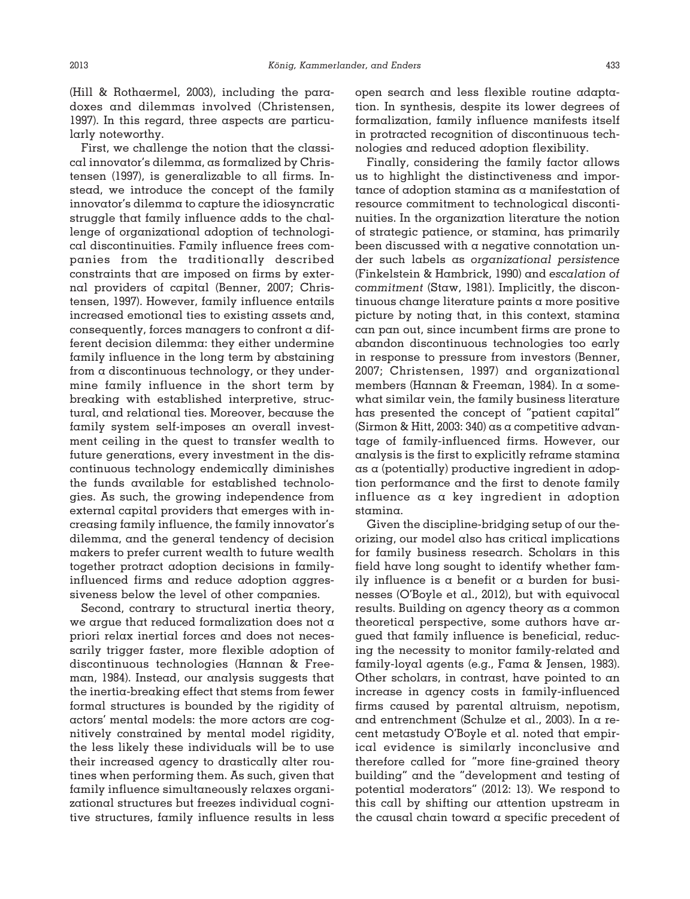(Hill & Rothaermel, 2003), including the paradoxes and dilemmas involved (Christensen, 1997). In this regard, three aspects are particularly noteworthy.

First, we challenge the notion that the classical innovator's dilemma, as formalized by Christensen (1997), is generalizable to all firms. Instead, we introduce the concept of the family innovator's dilemma to capture the idiosyncratic struggle that family influence adds to the challenge of organizational adoption of technological discontinuities. Family influence frees companies from the traditionally described constraints that are imposed on firms by external providers of capital (Benner, 2007; Christensen, 1997). However, family influence entails increased emotional ties to existing assets and, consequently, forces managers to confront a different decision dilemma: they either undermine family influence in the long term by abstaining from a discontinuous technology, or they undermine family influence in the short term by breaking with established interpretive, structural, and relational ties. Moreover, because the family system self-imposes an overall investment ceiling in the quest to transfer wealth to future generations, every investment in the discontinuous technology endemically diminishes the funds available for established technologies. As such, the growing independence from external capital providers that emerges with increasing family influence, the family innovator's dilemma, and the general tendency of decision makers to prefer current wealth to future wealth together protract adoption decisions in family-influenced firms and reduce adoption aggressiveness below the level of other companies.

Second, contrary to structural inertia theory, we argue that reduced formalization does not a priori relax inertial forces and does not necessarily trigger faster, more flexible adoption of discontinuous technologies (Hannan & Freeman, 1984). Instead, our analysis suggests that the inertia-breaking effect that stems from fewer formal structures is bounded by the rigidity of actors' mental models: the more actors are cognitively constrained by mental model rigidity, the less likely these individuals will be to use their increased agency to drastically alter routines when performing them. As such, given that family influence simultaneously relaxes organizational structures but freezes individual cognitive structures, family influence results in less open search and less flexible routine adaptation. In synthesis, despite its lower degrees of formalization, family influence manifests itself in protracted recognition of discontinuous technologies and reduced adoption flexibility.

Finally, considering the family factor allows us to highlight the distinctiveness and importance of adoption stamina as a manifestation of resource commitment to technological discontinuities. In the organization literature the notion of strategic patience, or stamina, has primarily been discussed with a negative connotation under such labels as *organizational persistence* (Finkelstein & Hambrick, 1990) and *escalation of commitment* (Staw, 1981). Implicitly, the discontinuous change literature paints a more positive picture by noting that, in this context, stamina can pan out, since incumbent firms are prone to abandon discontinuous technologies too early in response to pressure from investors (Benner, 2007; Christensen, 1997) and organizational members (Hannan & Freeman, 1984). In a somewhat similar vein, the family business literature has presented the concept of "patient capital" (Sirmon & Hitt, 2003: 340) as a competitive advantage of family-influenced firms. However, our analysis is the first to explicitly reframe stamina as a (potentially) productive ingredient in adoption performance and the first to denote family influence as a key ingredient in adoption stamina.

Given the discipline-bridging setup of our theorizing, our model also has critical implications for family business research. Scholars in this field have long sought to identify whether family influence is a benefit or a burden for businesses (O'Boyle et al., 2012), but with equivocal results. Building on agency theory as a common theoretical perspective, some authors have argued that family influence is beneficial, reducing the necessity to monitor family-related and family-loyal agents (e.g., Fama & Jensen, 1983). Other scholars, in contrast, have pointed to an increase in agency costs in family-influenced firms caused by parental altruism, nepotism, and entrenchment (Schulze et al., 2003). In a recent metastudy O'Boyle et al. noted that empirical evidence is similarly inconclusive and therefore called for "more fine-grained theory building" and the "development and testing of potential moderators" (2012: 13). We respond to this call by shifting our attention upstream in the causal chain toward a specific precedent of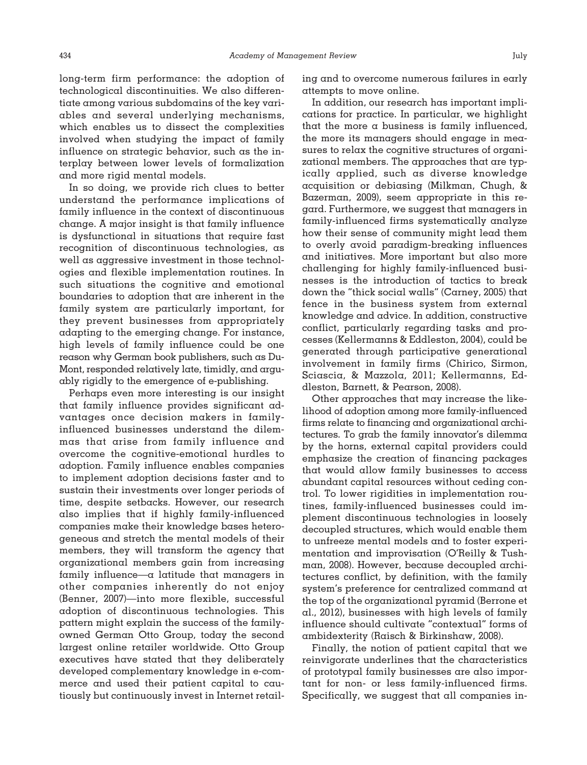long-term firm performance: the adoption of technological discontinuities. We also differentiate among various subdomains of the key variables and several underlying mechanisms, which enables us to dissect the complexities involved when studying the impact of family influence on strategic behavior, such as the interplay between lower levels of formalization and more rigid mental models.

In so doing, we provide rich clues to better understand the performance implications of family influence in the context of discontinuous change. A major insight is that family influence is dysfunctional in situations that require fast recognition of discontinuous technologies, as well as aggressive investment in those technologies and flexible implementation routines. In such situations the cognitive and emotional boundaries to adoption that are inherent in the family system are particularly important, for they prevent businesses from appropriately adapting to the emerging change. For instance, high levels of family influence could be one reason why German book publishers, such as DuMont, responded relatively late, timidly, and arguably rigidly to the emergence of e-publishing.

Perhaps even more interesting is our insight that family influence provides significant advantages once decision makers in family-influenced businesses understand the dilemmas that arise from family influence and overcome the cognitive-emotional hurdles to adoption. Family influence enables companies to implement adoption decisions faster and to sustain their investments over longer periods of time, despite setbacks. However, our research also implies that if highly family-influenced companies make their knowledge bases heterogeneous and stretch the mental models of their members, they will transform the agency that organizational members gain from increasing family influence—a latitude that managers in other companies inherently do not enjoy (Benner, 2007)—into more flexible, successful adoption of discontinuous technologies. This pattern might explain the success of the family-owned German Otto Group, today the second largest online retailer worldwide. Otto Group executives have stated that they deliberately developed complementary knowledge in e-commerce and used their patient capital to cautiously but continuously invest in Internet retailing and to overcome numerous failures in early attempts to move online.

In addition, our research has important implications for practice. In particular, we highlight that the more a business is family influenced, the more its managers should engage in measures to relax the cognitive structures of organizational members. The approaches that are typically applied, such as diverse knowledge acquisition or debiasing (Milkman, Chugh, & Bazerman, 2009), seem appropriate in this regard. Furthermore, we suggest that managers in family-influenced firms systematically analyze how their sense of community might lead them to overly avoid paradigm-breaking influences and initiatives. More important but also more challenging for highly family-influenced businesses is the introduction of tactics to break down the "thick social walls" (Carney, 2005) that fence in the business system from external knowledge and advice. In addition, constructive conflict, particularly regarding tasks and processes (Kellermanns & Eddleston, 2004), could be generated through participative generational involvement in family firms (Chirico, Sirmon, Sciascia, & Mazzola, 2011; Kellermanns, Eddleston, Barnett, & Pearson, 2008).

Other approaches that may increase the likelihood of adoption among more family-influenced firms relate to financing and organizational architectures. To grab the family innovator's dilemma by the horns, external capital providers could emphasize the creation of financing packages that would allow family businesses to access abundant capital resources without ceding control. To lower rigidities in implementation routines, family-influenced businesses could implement discontinuous technologies in loosely decoupled structures, which would enable them to unfreeze mental models and to foster experimentation and improvisation (O'Reilly & Tushman, 2008). However, because decoupled architectures conflict, by definition, with the family system's preference for centralized command at the top of the organizational pyramid (Berrone et al., 2012), businesses with high levels of family influence should cultivate "contextual" forms of ambidexterity (Raisch & Birkinshaw, 2008).

Finally, the notion of patient capital that we reinvigorate underlines that the characteristics of prototypal family businesses are also important for non- or less family-influenced firms. Specifically, we suggest that all companies in-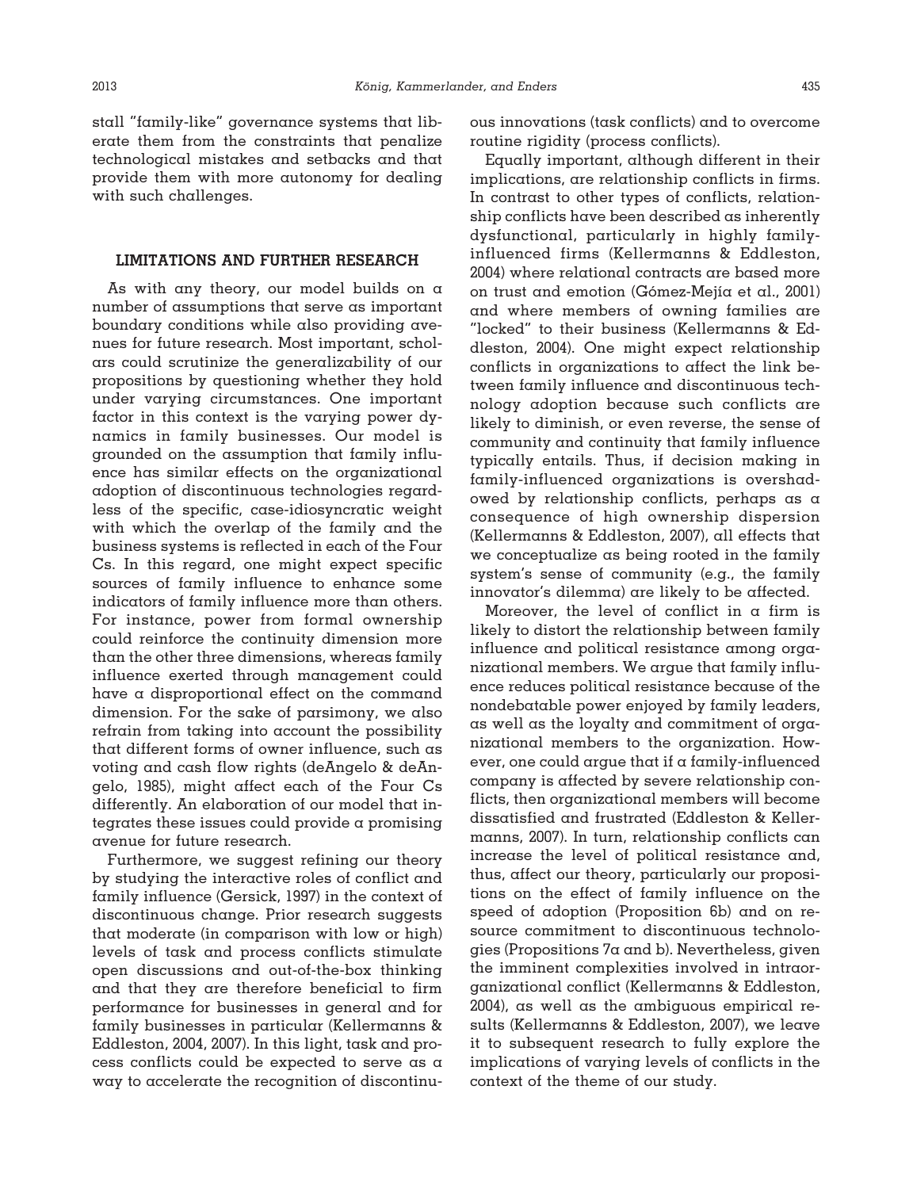stall "family-like" governance systems that liberate them from the constraints that penalize technological mistakes and setbacks and that provide them with more autonomy for dealing with such challenges.

## LIMITATIONS AND FURTHER RESEARCH

As with any theory, our model builds on a number of assumptions that serve as important boundary conditions while also providing avenues for future research. Most important, scholars could scrutinize the generalizability of our propositions by questioning whether they hold under varying circumstances. One important factor in this context is the varying power dynamics in family businesses. Our model is grounded on the assumption that family influence has similar effects on the organizational adoption of discontinuous technologies regardless of the specific, case-idiosyncratic weight with which the overlap of the family and the business systems is reflected in each of the Four Cs. In this regard, one might expect specific sources of family influence to enhance some indicators of family influence more than others. For instance, power from formal ownership could reinforce the continuity dimension more than the other three dimensions, whereas family influence exerted through management could have a disproportional effect on the command dimension. For the sake of parsimony, we also refrain from taking into account the possibility that different forms of owner influence, such as voting and cash flow rights (deAngelo & deAngelo, 1985), might affect each of the Four Cs differently. An elaboration of our model that integrates these issues could provide a promising avenue for future research.

Furthermore, we suggest refining our theory by studying the interactive roles of conflict and family influence (Gersick, 1997) in the context of discontinuous change. Prior research suggests that moderate (in comparison with low or high) levels of task and process conflicts stimulate open discussions and out-of-the-box thinking and that they are therefore beneficial to firm performance for businesses in general and for family businesses in particular (Kellermanns & Eddleston, 2004, 2007). In this light, task and process conflicts could be expected to serve as a way to accelerate the recognition of discontinuous innovations (task conflicts) and to overcome routine rigidity (process conflicts).

Equally important, although different in their implications, are relationship conflicts in firms. In contrast to other types of conflicts, relationship conflicts have been described as inherently dysfunctional, particularly in highly family-influenced firms (Kellermanns & Eddleston, 2004) where relational contracts are based more on trust and emotion (Gómez-Mejía et al., 2001) and where members of owning families are "locked" to their business (Kellermanns & Eddleston, 2004). One might expect relationship conflicts in organizations to affect the link between family influence and discontinuous technology adoption because such conflicts are likely to diminish, or even reverse, the sense of community and continuity that family influence typically entails. Thus, if decision making in family-influenced organizations is overshadowed by relationship conflicts, perhaps as a consequence of high ownership dispersion (Kellermanns & Eddleston, 2007), all effects that we conceptualize as being rooted in the family system's sense of community (e.g., the family innovator's dilemma) are likely to be affected.

Moreover, the level of conflict in a firm is likely to distort the relationship between family influence and political resistance among organizational members. We argue that family influence reduces political resistance because of the nondebatable power enjoyed by family leaders, as well as the loyalty and commitment of organizational members to the organization. However, one could argue that if a family-influenced company is affected by severe relationship conflicts, then organizational members will become dissatisfied and frustrated (Eddleston & Kellermanns, 2007). In turn, relationship conflicts can increase the level of political resistance and, thus, affect our theory, particularly our propositions on the effect of family influence on the speed of adoption (Proposition 6b) and on resource commitment to discontinuous technologies (Propositions 7a and b). Nevertheless, given the imminent complexities involved in intraorganizational conflict (Kellermanns & Eddleston, 2004), as well as the ambiguous empirical results (Kellermanns & Eddleston, 2007), we leave it to subsequent research to fully explore the implications of varying levels of conflicts in the context of the theme of our study.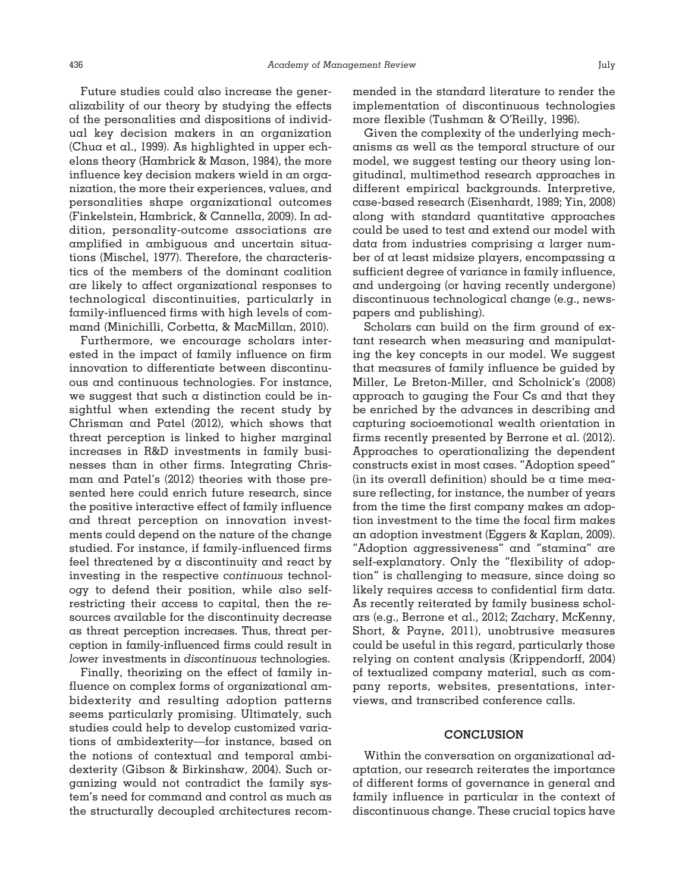Future studies could also increase the generalizability of our theory by studying the effects of the personalities and dispositions of individual key decision makers in an organization (Chua et al., 1999). As highlighted in upper echelons theory (Hambrick & Mason, 1984), the more influence key decision makers wield in an organization, the more their experiences, values, and personalities shape organizational outcomes (Finkelstein, Hambrick, & Cannella, 2009). In addition, personality-outcome associations are amplified in ambiguous and uncertain situations (Mischel, 1977). Therefore, the characteristics of the members of the dominant coalition are likely to affect organizational responses to technological discontinuities, particularly in family-influenced firms with high levels of command (Minichilli, Corbetta, & MacMillan, 2010).

Furthermore, we encourage scholars interested in the impact of family influence on firm innovation to differentiate between discontinuous and continuous technologies. For instance, we suggest that such a distinction could be insightful when extending the recent study by Chrisman and Patel (2012), which shows that threat perception is linked to higher marginal increases in R&D investments in family businesses than in other firms. Integrating Chrisman and Patel's (2012) theories with those presented here could enrich future research, since the positive interactive effect of family influence and threat perception on innovation investments could depend on the nature of the change studied. For instance, if family-influenced firms feel threatened by a discontinuity and react by investing in the respective *continuous* technology to defend their position, while also self-restricting their access to capital, then the resources available for the discontinuity decrease as threat perception increases. Thus, threat perception in family-influenced firms could result in *lower* investments in *discontinuous* technologies.

Finally, theorizing on the effect of family influence on complex forms of organizational ambidexterity and resulting adoption patterns seems particularly promising. Ultimately, such studies could help to develop customized variations of ambidexterity—for instance, based on the notions of contextual and temporal ambidexterity (Gibson & Birkinshaw, 2004). Such organizing would not contradict the family system's need for command and control as much as the structurally decoupled architectures recommended in the standard literature to render the implementation of discontinuous technologies more flexible (Tushman & O'Reilly, 1996).

Given the complexity of the underlying mechanisms as well as the temporal structure of our model, we suggest testing our theory using longitudinal, multimethod research approaches in different empirical backgrounds. Interpretive, case-based research (Eisenhardt, 1989; Yin, 2008) along with standard quantitative approaches could be used to test and extend our model with data from industries comprising a larger number of at least midsize players, encompassing a sufficient degree of variance in family influence, and undergoing (or having recently undergone) discontinuous technological change (e.g., newspapers and publishing).

Scholars can build on the firm ground of extant research when measuring and manipulating the key concepts in our model. We suggest that measures of family influence be guided by Miller, Le Breton-Miller, and Scholnick's (2008) approach to gauging the Four Cs and that they be enriched by the advances in describing and capturing socioemotional wealth orientation in firms recently presented by Berrone et al. (2012). Approaches to operationalizing the dependent constructs exist in most cases. "Adoption speed" (in its overall definition) should be a time measure reflecting, for instance, the number of years from the time the first company makes an adoption investment to the time the focal firm makes an adoption investment (Eggers & Kaplan, 2009). "Adoption aggressiveness" and "stamina" are self-explanatory. Only the "flexibility of adoption" is challenging to measure, since doing so likely requires access to confidential firm data. As recently reiterated by family business scholars (e.g., Berrone et al., 2012; Zachary, McKenny, Short, & Payne, 2011), unobtrusive measures could be useful in this regard, particularly those relying on content analysis (Krippendorff, 2004) of textualized company material, such as company reports, websites, presentations, interviews, and transcribed conference calls.

## CONCLUSION

Within the conversation on organizational adaptation, our research reiterates the importance of different forms of governance in general and family influence in particular in the context of discontinuous change. These crucial topics have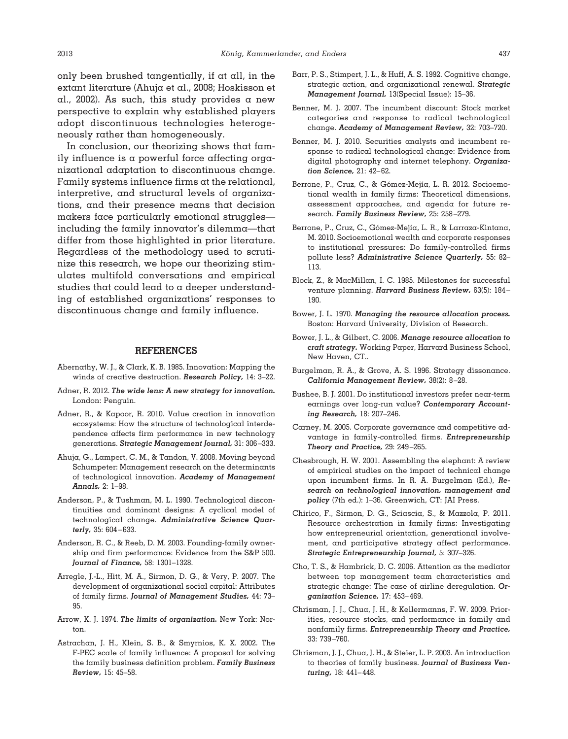only been brushed tangentially, if at all, in the extant literature (Ahuja et al., 2008; Hoskisson et al., 2002). As such, this study provides a new perspective to explain why established players adopt discontinuous technologies heterogeneously rather than homogeneously.

In conclusion, our theorizing shows that family influence is a powerful force affecting organizational adaptation to discontinuous change. Family systems influence firms at the relational, interpretive, and structural levels of organizations, and their presence means that decision makers face particularly emotional struggles—including the family innovator's dilemma—that differ from those highlighted in prior literature. Regardless of the methodology used to scrutinize this research, we hope our theorizing stimulates multifold conversations and empirical studies that could lead to a deeper understanding of established organizations' responses to discontinuous change and family influence.

## REFERENCES

Abernathy, W. J., & Clark, K. B. 1985. Innovation: Mapping the winds of creative destruction. ***Research Policy,*** 14: 3–22.

Adner, R. 2012. ***The wide lens: A new strategy for innovation.*** London: Penguin.

Adner, R., & Kapoor, R. 2010. Value creation in innovation ecosystems: How the structure of technological interdependence affects firm performance in new technology generations. ***Strategic Management Journal,*** 31: 306–333.

Ahuja, G., Lampert, C. M., & Tandon, V. 2008. Moving beyond Schumpeter: Management research on the determinants of technological innovation. ***Academy of Management Annals,*** 2: 1–98.

Anderson, P., & Tushman, M. L. 1990. Technological discontinuities and dominant designs: A cyclical model of technological change. ***Administrative Science Quarterly,*** 35: 604–633.

Anderson, R. C., & Reeb, D. M. 2003. Founding-family ownership and firm performance: Evidence from the S&P 500. ***Journal of Finance,*** 58: 1301–1328.

Arregle, J.-L., Hitt, M. A., Sirmon, D. G., & Very, P. 2007. The development of organizational social capital: Attributes of family firms. ***Journal of Management Studies,*** 44: 73–95.

Arrow, K. J. 1974. ***The limits of organization.*** New York: Norton.

Astrachan, J. H., Klein, S. B., & Smyrnios, K. X. 2002. The F-PEC scale of family influence: A proposal for solving the family business definition problem. ***Family Business Review,*** 15: 45–58.

Barr, P. S., Stimpert, J. L., & Huff, A. S. 1992. Cognitive change, strategic action, and organizational renewal. ***Strategic Management Journal,*** 13(Special Issue): 15–36.

Benner, M. J. 2007. The incumbent discount: Stock market categories and response to radical technological change. ***Academy of Management Review,*** 32: 703–720.

Benner, M. J. 2010. Securities analysts and incumbent response to radical technological change: Evidence from digital photography and internet telephony. ***Organization Science,*** 21: 42–62.

Berrone, P., Cruz, C., & Gómez-Mejía, L. R. 2012. Socioemotional wealth in family firms: Theoretical dimensions, assessment approaches, and agenda for future research. ***Family Business Review,*** 25: 258–279.

Berrone, P., Cruz, C., Gómez-Mejía, L. R., & Larraza-Kintana, M. 2010. Socioemotional wealth and corporate responses to institutional pressures: Do family-controlled firms pollute less? ***Administrative Science Quarterly,*** 55: 82–113.

Block, Z., & MacMillan, I. C. 1985. Milestones for successful venture planning. ***Harvard Business Review,*** 63(5): 184–190.

Bower, J. L. 1970. ***Managing the resource allocation process.*** Boston: Harvard University, Division of Research.

Bower, J. L., & Gilbert, C. 2006. ***Manage resource allocation to craft strategy.*** Working Paper, Harvard Business School, New Haven, CT..

Burgelman, R. A., & Grove, A. S. 1996. Strategy dissonance. ***California Management Review,*** 38(2): 8–28.

Bushee, B. J. 2001. Do institutional investors prefer near-term earnings over long-run value? ***Contemporary Accounting Research,*** 18: 207–246.

Carney, M. 2005. Corporate governance and competitive advantage in family-controlled firms. ***Entrepreneurship Theory and Practice,*** 29: 249–265.

Chesbrough, H. W. 2001. Assembling the elephant: A review of empirical studies on the impact of technical change upon incumbent firms. In R. A. Burgelman (Ed.), ***Research on technological innovation, management and policy*** (7th ed.): 1–36. Greenwich, CT: JAI Press.

Chirico, F., Sirmon, D. G., Sciascia, S., & Mazzola, P. 2011. Resource orchestration in family firms: Investigating how entrepreneurial orientation, generational involvement, and participative strategy affect performance. ***Strategic Entrepreneurship Journal,*** 5: 307–326.

Cho, T. S., & Hambrick, D. C. 2006. Attention as the mediator between top management team characteristics and strategic change: The case of airline deregulation. ***Organization Science,*** 17: 453–469.

Chrisman, J. J., Chua, J. H., & Kellermanns, F. W. 2009. Priorities, resource stocks, and performance in family and nonfamily firms. ***Entrepreneurship Theory and Practice,*** 33: 739–760.

Chrisman, J. J., Chua, J. H., & Steier, L. P. 2003. An introduction to theories of family business. ***Journal of Business Venturing,*** 18: 441–448.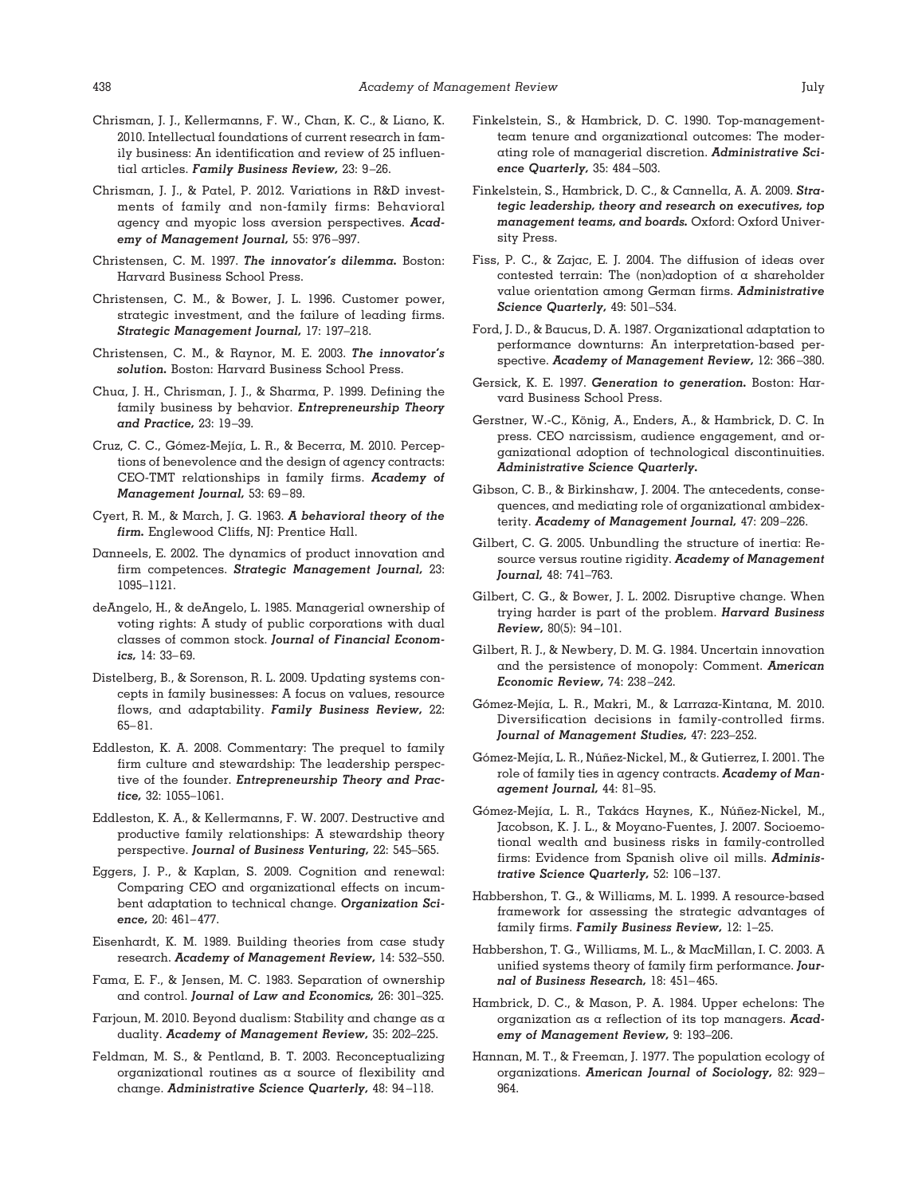Chrisman, J. J., Kellermanns, F. W., Chan, K. C., & Liano, K. 2010. Intellectual foundations of current research in family business: An identification and review of 25 influential articles. ***Family Business Review,*** 23: 9–26.

Chrisman, J. J., & Patel, P. 2012. Variations in R&D investments of family and non-family firms: Behavioral agency and myopic loss aversion perspectives. ***Academy of Management Journal,*** 55: 976–997.

Christensen, C. M. 1997. ***The innovator's dilemma.*** Boston: Harvard Business School Press.

Christensen, C. M., & Bower, J. L. 1996. Customer power, strategic investment, and the failure of leading firms. ***Strategic Management Journal,*** 17: 197–218.

Christensen, C. M., & Raynor, M. E. 2003. ***The innovator's solution.*** Boston: Harvard Business School Press.

Chua, J. H., Chrisman, J. J., & Sharma, P. 1999. Defining the family business by behavior. ***Entrepreneurship Theory and Practice,*** 23: 19–39.

Cruz, C. C., Gómez-Mejía, L. R., & Becerra, M. 2010. Perceptions of benevolence and the design of agency contracts: CEO-TMT relationships in family firms. ***Academy of Management Journal,*** 53: 69–89.

Cyert, R. M., & March, J. G. 1963. ***A behavioral theory of the firm.*** Englewood Cliffs, NJ: Prentice Hall.

Danneels, E. 2002. The dynamics of product innovation and firm competences. ***Strategic Management Journal,*** 23: 1095–1121.

deAngelo, H., & deAngelo, L. 1985. Managerial ownership of voting rights: A study of public corporations with dual classes of common stock. ***Journal of Financial Economics,*** 14: 33–69.

Distelberg, B., & Sorenson, R. L. 2009. Updating systems concepts in family businesses: A focus on values, resource flows, and adaptability. ***Family Business Review,*** 22: 65–81.

Eddleston, K. A. 2008. Commentary: The prequel to family firm culture and stewardship: The leadership perspective of the founder. ***Entrepreneurship Theory and Practice,*** 32: 1055–1061.

Eddleston, K. A., & Kellermanns, F. W. 2007. Destructive and productive family relationships: A stewardship theory perspective. ***Journal of Business Venturing,*** 22: 545–565.

Eggers, J. P., & Kaplan, S. 2009. Cognition and renewal: Comparing CEO and organizational effects on incumbent adaptation to technical change. ***Organization Science,*** 20: 461–477.

Eisenhardt, K. M. 1989. Building theories from case study research. ***Academy of Management Review,*** 14: 532–550.

Fama, E. F., & Jensen, M. C. 1983. Separation of ownership and control. ***Journal of Law and Economics,*** 26: 301–325.

Farjoun, M. 2010. Beyond dualism: Stability and change as a duality. ***Academy of Management Review,*** 35: 202–225.

Feldman, M. S., & Pentland, B. T. 2003. Reconceptualizing organizational routines as a source of flexibility and change. ***Administrative Science Quarterly,*** 48: 94–118.

Finkelstein, S., & Hambrick, D. C. 1990. Top-management-team tenure and organizational outcomes: The moderating role of managerial discretion. ***Administrative Science Quarterly,*** 35: 484–503.

Finkelstein, S., Hambrick, D. C., & Cannella, A. A. 2009. ***Strategic leadership, theory and research on executives, top management teams, and boards.*** Oxford: Oxford University Press.

Fiss, P. C., & Zajac, E. J. 2004. The diffusion of ideas over contested terrain: The (non)adoption of a shareholder value orientation among German firms. ***Administrative Science Quarterly,*** 49: 501–534.

Ford, J. D., & Baucus, D. A. 1987. Organizational adaptation to performance downturns: An interpretation-based perspective. ***Academy of Management Review,*** 12: 366–380.

Gersick, K. E. 1997. ***Generation to generation.*** Boston: Harvard Business School Press.

Gerstner, W.-C., König, A., Enders, A., & Hambrick, D. C. In press. CEO narcissism, audience engagement, and organizational adoption of technological discontinuities. ***Administrative Science Quarterly.***

Gibson, C. B., & Birkinshaw, J. 2004. The antecedents, consequences, and mediating role of organizational ambidexterity. ***Academy of Management Journal,*** 47: 209–226.

Gilbert, C. G. 2005. Unbundling the structure of inertia: Resource versus routine rigidity. ***Academy of Management Journal,*** 48: 741–763.

Gilbert, C. G., & Bower, J. L. 2002. Disruptive change. When trying harder is part of the problem. ***Harvard Business Review,*** 80(5): 94–101.

Gilbert, R. J., & Newbery, D. M. G. 1984. Uncertain innovation and the persistence of monopoly: Comment. ***American Economic Review,*** 74: 238–242.

Gómez-Mejía, L. R., Makri, M., & Larraza-Kintana, M. 2010. Diversification decisions in family-controlled firms. ***Journal of Management Studies,*** 47: 223–252.

Gómez-Mejía, L. R., Núñez-Nickel, M., & Gutierrez, I. 2001. The role of family ties in agency contracts. ***Academy of Management Journal,*** 44: 81–95.

Gómez-Mejía, L. R., Takács Haynes, K., Núñez-Nickel, M., Jacobson, K. J. L., & Moyano-Fuentes, J. 2007. Socioemotional wealth and business risks in family-controlled firms: Evidence from Spanish olive oil mills. ***Administrative Science Quarterly,*** 52: 106–137.

Habbershon, T. G., & Williams, M. L. 1999. A resource-based framework for assessing the strategic advantages of family firms. ***Family Business Review,*** 12: 1–25.

Habbershon, T. G., Williams, M. L., & MacMillan, I. C. 2003. A unified systems theory of family firm performance. ***Journal of Business Research,*** 18: 451–465.

Hambrick, D. C., & Mason, P. A. 1984. Upper echelons: The organization as a reflection of its top managers. ***Academy of Management Review,*** 9: 193–206.

Hannan, M. T., & Freeman, J. 1977. The population ecology of organizations. ***American Journal of Sociology,*** 82: 929–964.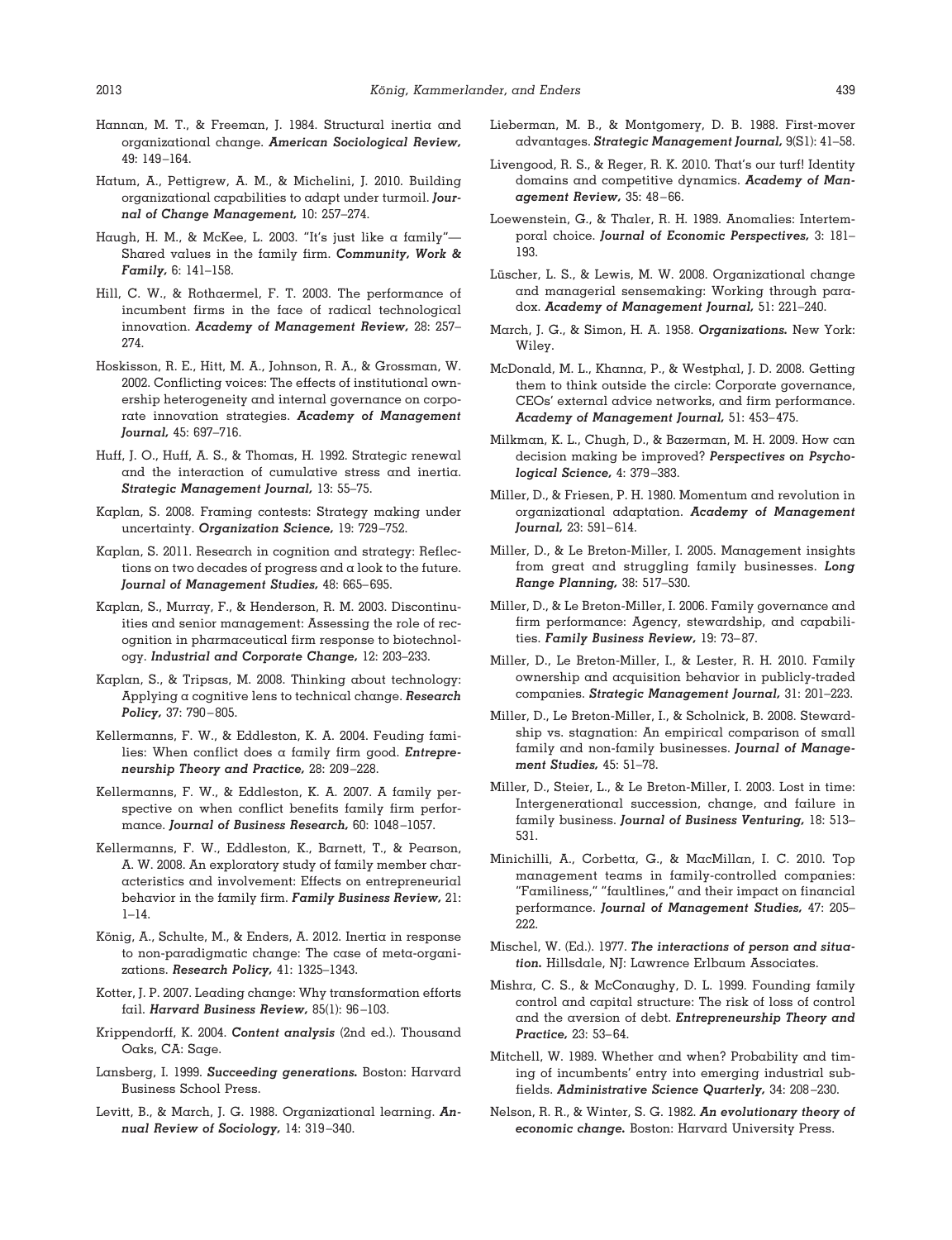Hannan, M. T., & Freeman, J. 1984. Structural inertia and organizational change. ***American Sociological Review,*** 49: 149–164.

Hatum, A., Pettigrew, A. M., & Michelini, J. 2010. Building organizational capabilities to adapt under turmoil. ***Journal of Change Management,*** 10: 257–274.

Haugh, H. M., & McKee, L. 2003. "It's just like a family"—Shared values in the family firm. ***Community, Work & Family,*** 6: 141–158.

Hill, C. W., & Rothaermel, F. T. 2003. The performance of incumbent firms in the face of radical technological innovation. ***Academy of Management Review,*** 28: 257–274.

Hoskisson, R. E., Hitt, M. A., Johnson, R. A., & Grossman, W. 2002. Conflicting voices: The effects of institutional ownership heterogeneity and internal governance on corporate innovation strategies. ***Academy of Management Journal,*** 45: 697–716.

Huff, J. O., Huff, A. S., & Thomas, H. 1992. Strategic renewal and the interaction of cumulative stress and inertia. ***Strategic Management Journal,*** 13: 55–75.

Kaplan, S. 2008. Framing contests: Strategy making under uncertainty. ***Organization Science,*** 19: 729–752.

Kaplan, S. 2011. Research in cognition and strategy: Reflections on two decades of progress and a look to the future. ***Journal of Management Studies,*** 48: 665–695.

Kaplan, S., Murray, F., & Henderson, R. M. 2003. Discontinuities and senior management: Assessing the role of recognition in pharmaceutical firm response to biotechnology. ***Industrial and Corporate Change,*** 12: 203–233.

Kaplan, S., & Tripsas, M. 2008. Thinking about technology: Applying a cognitive lens to technical change. ***Research Policy,*** 37: 790–805.

Kellermanns, F. W., & Eddleston, K. A. 2004. Feuding families: When conflict does a family firm good. ***Entrepreneurship Theory and Practice,*** 28: 209–228.

Kellermanns, F. W., & Eddleston, K. A. 2007. A family perspective on when conflict benefits family firm performance. ***Journal of Business Research,*** 60: 1048–1057.

Kellermanns, F. W., Eddleston, K., Barnett, T., & Pearson, A. W. 2008. An exploratory study of family member characteristics and involvement: Effects on entrepreneurial behavior in the family firm. ***Family Business Review,*** 21: 1–14.

König, A., Schulte, M., & Enders, A. 2012. Inertia in response to non-paradigmatic change: The case of meta-organizations. ***Research Policy,*** 41: 1325–1343.

Kotter, J. P. 2007. Leading change: Why transformation efforts fail. ***Harvard Business Review,*** 85(1): 96–103.

Krippendorff, K. 2004. ***Content analysis*** (2nd ed.). Thousand Oaks, CA: Sage.

Lansberg, I. 1999. ***Succeeding generations.*** Boston: Harvard Business School Press.

Levitt, B., & March, J. G. 1988. Organizational learning. ***Annual Review of Sociology,*** 14: 319–340.

Lieberman, M. B., & Montgomery, D. B. 1988. First-mover advantages. ***Strategic Management Journal,*** 9(S1): 41–58.

Livengood, R. S., & Reger, R. K. 2010. That's our turf! Identity domains and competitive dynamics. ***Academy of Management Review,*** 35: 48–66.

Loewenstein, G., & Thaler, R. H. 1989. Anomalies: Intertemporal choice. ***Journal of Economic Perspectives,*** 3: 181–193.

Lüscher, L. S., & Lewis, M. W. 2008. Organizational change and managerial sensemaking: Working through paradox. ***Academy of Management Journal,*** 51: 221–240.

March, J. G., & Simon, H. A. 1958. ***Organizations.*** New York: Wiley.

McDonald, M. L., Khanna, P., & Westphal, J. D. 2008. Getting them to think outside the circle: Corporate governance, CEOs' external advice networks, and firm performance. ***Academy of Management Journal,*** 51: 453–475.

Milkman, K. L., Chugh, D., & Bazerman, M. H. 2009. How can decision making be improved? ***Perspectives on Psychological Science,*** 4: 379–383.

Miller, D., & Friesen, P. H. 1980. Momentum and revolution in organizational adaptation. ***Academy of Management Journal,*** 23: 591–614.

Miller, D., & Le Breton-Miller, I. 2005. Management insights from great and struggling family businesses. ***Long Range Planning,*** 38: 517–530.

Miller, D., & Le Breton-Miller, I. 2006. Family governance and firm performance: Agency, stewardship, and capabilities. ***Family Business Review,*** 19: 73–87.

Miller, D., Le Breton-Miller, I., & Lester, R. H. 2010. Family ownership and acquisition behavior in publicly-traded companies. ***Strategic Management Journal,*** 31: 201–223.

Miller, D., Le Breton-Miller, I., & Scholnick, B. 2008. Stewardship vs. stagnation: An empirical comparison of small family and non-family businesses. ***Journal of Management Studies,*** 45: 51–78.

Miller, D., Steier, L., & Le Breton-Miller, I. 2003. Lost in time: Intergenerational succession, change, and failure in family business. ***Journal of Business Venturing,*** 18: 513–531.

Minichilli, A., Corbetta, G., & MacMillan, I. C. 2010. Top management teams in family-controlled companies: "Familiness," "faultlines," and their impact on financial performance. ***Journal of Management Studies,*** 47: 205–222.

Mischel, W. (Ed.). 1977. ***The interactions of person and situation.*** Hillsdale, NJ: Lawrence Erlbaum Associates.

Mishra, C. S., & McConaughy, D. L. 1999. Founding family control and capital structure: The risk of loss of control and the aversion of debt. ***Entrepreneurship Theory and Practice,*** 23: 53–64.

Mitchell, W. 1989. Whether and when? Probability and timing of incumbents' entry into emerging industrial subfields. ***Administrative Science Quarterly,*** 34: 208–230.

Nelson, R. R., & Winter, S. G. 1982. ***An evolutionary theory of economic change.*** Boston: Harvard University Press.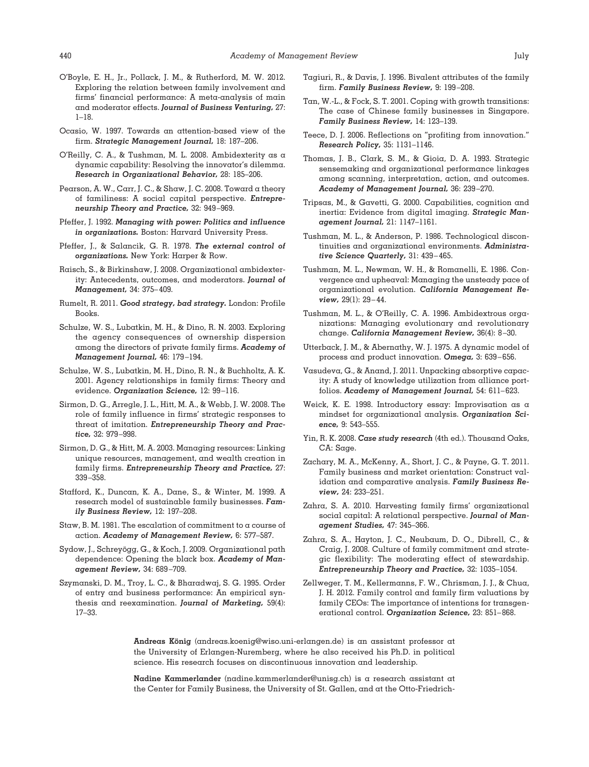O'Boyle, E. H., Jr., Pollack, J. M., & Rutherford, M. W. 2012. Exploring the relation between family involvement and firms' financial performance: A meta-analysis of main and moderator effects. ***Journal of Business Venturing,*** 27: 1–18.

Ocasio, W. 1997. Towards an attention-based view of the firm. ***Strategic Management Journal,*** 18: 187–206.

O'Reilly, C. A., & Tushman, M. L. 2008. Ambidexterity as a dynamic capability: Resolving the innovator's dilemma. ***Research in Organizational Behavior,*** 28: 185–206.

Pearson, A. W., Carr, J. C., & Shaw, J. C. 2008. Toward a theory of familiness: A social capital perspective. ***Entrepreneurship Theory and Practice,*** 32: 949–969.

Pfeffer, J. 1992. ***Managing with power: Politics and influence in organizations.*** Boston: Harvard University Press.

Pfeffer, J., & Salancik, G. R. 1978. ***The external control of organizations.*** New York: Harper & Row.

Raisch, S., & Birkinshaw, J. 2008. Organizational ambidexterity: Antecedents, outcomes, and moderators. ***Journal of Management,*** 34: 375–409.

Rumelt, R. 2011. ***Good strategy, bad strategy.*** London: Profile Books.

Schulze, W. S., Lubatkin, M. H., & Dino, R. N. 2003. Exploring the agency consequences of ownership dispersion among the directors of private family firms. ***Academy of Management Journal,*** 46: 179–194.

Schulze, W. S., Lubatkin, M. H., Dino, R. N., & Buchholtz, A. K. 2001. Agency relationships in family firms: Theory and evidence. ***Organization Science,*** 12: 99–116.

Sirmon, D. G., Arregle, J. L., Hitt, M. A., & Webb, J. W. 2008. The role of family influence in firms' strategic responses to threat of imitation. ***Entrepreneurship Theory and Practice,*** 32: 979–998.

Sirmon, D. G., & Hitt, M. A. 2003. Managing resources: Linking unique resources, management, and wealth creation in family firms. ***Entrepreneurship Theory and Practice,*** 27: 339–358.

Stafford, K., Duncan, K. A., Dane, S., & Winter, M. 1999. A research model of sustainable family businesses. ***Family Business Review,*** 12: 197–208.

Staw, B. M. 1981. The escalation of commitment to a course of action. ***Academy of Management Review,*** 6: 577–587.

Sydow, J., Schreyögg, G., & Koch, J. 2009. Organizational path dependence: Opening the black box. ***Academy of Management Review,*** 34: 689–709.

Szymanski, D. M., Troy, L. C., & Bharadwaj, S. G. 1995. Order of entry and business performance: An empirical synthesis and reexamination. ***Journal of Marketing,*** 59(4): 17–33.

Tagiuri, R., & Davis, J. 1996. Bivalent attributes of the family firm. ***Family Business Review,*** 9: 199–208.

Tan, W.-L., & Fock, S. T. 2001. Coping with growth transitions: The case of Chinese family businesses in Singapore. ***Family Business Review,*** 14: 123–139.

Teece, D. J. 2006. Reflections on "profiting from innovation." ***Research Policy,*** 35: 1131–1146.

Thomas, J. B., Clark, S. M., & Gioia, D. A. 1993. Strategic sensemaking and organizational performance linkages among scanning, interpretation, action, and outcomes. ***Academy of Management Journal,*** 36: 239–270.

Tripsas, M., & Gavetti, G. 2000. Capabilities, cognition and inertia: Evidence from digital imaging. ***Strategic Management Journal,*** 21: 1147–1161.

Tushman, M. L., & Anderson, P. 1986. Technological discontinuities and organizational environments. ***Administrative Science Quarterly,*** 31: 439–465.

Tushman, M. L., Newman, W. H., & Romanelli, E. 1986. Convergence and upheaval: Managing the unsteady pace of organizational evolution. ***California Management Review,*** 29(1): 29–44.

Tushman, M. L., & O'Reilly, C. A. 1996. Ambidextrous organizations: Managing evolutionary and revolutionary change. ***California Management Review,*** 36(4): 8–30.

Utterback, J. M., & Abernathy, W. J. 1975. A dynamic model of process and product innovation. ***Omega,*** 3: 639–656.

Vasudeva, G., & Anand, J. 2011. Unpacking absorptive capacity: A study of knowledge utilization from alliance portfolios. ***Academy of Management Journal,*** 54: 611–623.

Weick, K. E. 1998. Introductory essay: Improvisation as a mindset for organizational analysis. ***Organization Science,*** 9: 543–555.

Yin, R. K. 2008. ***Case study research*** (4th ed.). Thousand Oaks, CA: Sage.

Zachary, M. A., McKenny, A., Short, J. C., & Payne, G. T. 2011. Family business and market orientation: Construct validation and comparative analysis. ***Family Business Review,*** 24: 233–251.

Zahra, S. A. 2010. Harvesting family firms' organizational social capital: A relational perspective. ***Journal of Management Studies,*** 47: 345–366.

Zahra, S. A., Hayton, J. C., Neubaum, D. O., Dibrell, C., & Craig, J. 2008. Culture of family commitment and strategic flexibility: The moderating effect of stewardship. ***Entrepreneurship Theory and Practice,*** 32: 1035–1054.

Zellweger, T. M., Kellermanns, F. W., Chrisman, J. J., & Chua, J. H. 2012. Family control and family firm valuations by family CEOs: The importance of intentions for transgenerational control. ***Organization Science,*** 23: 851–868.

**Andreas König** (andreas.koenig@wiso.uni-erlangen.de) is an assistant professor at the University of Erlangen-Nuremberg, where he also received his Ph.D. in political science. His research focuses on discontinuous innovation and leadership.

**Nadine Kammerlander** (nadine.kammerlander@unisg.ch) is a research assistant at the Center for Family Business, the University of St. Gallen, and at the Otto-Friedrich-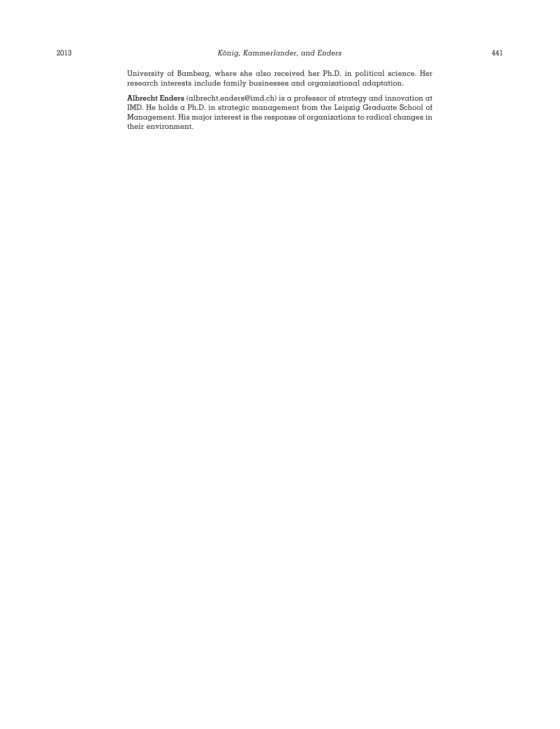University of Bamberg, where she also received her Ph.D. in political science. Her research interests include family businesses and organizational adaptation.

**Albrecht Enders** (albrecht.enders@imd.ch) is a professor of strategy and innovation at IMD. He holds a Ph.D. in strategic management from the Leipzig Graduate School of Management. His major interest is the response of organizations to radical changes in their environment.